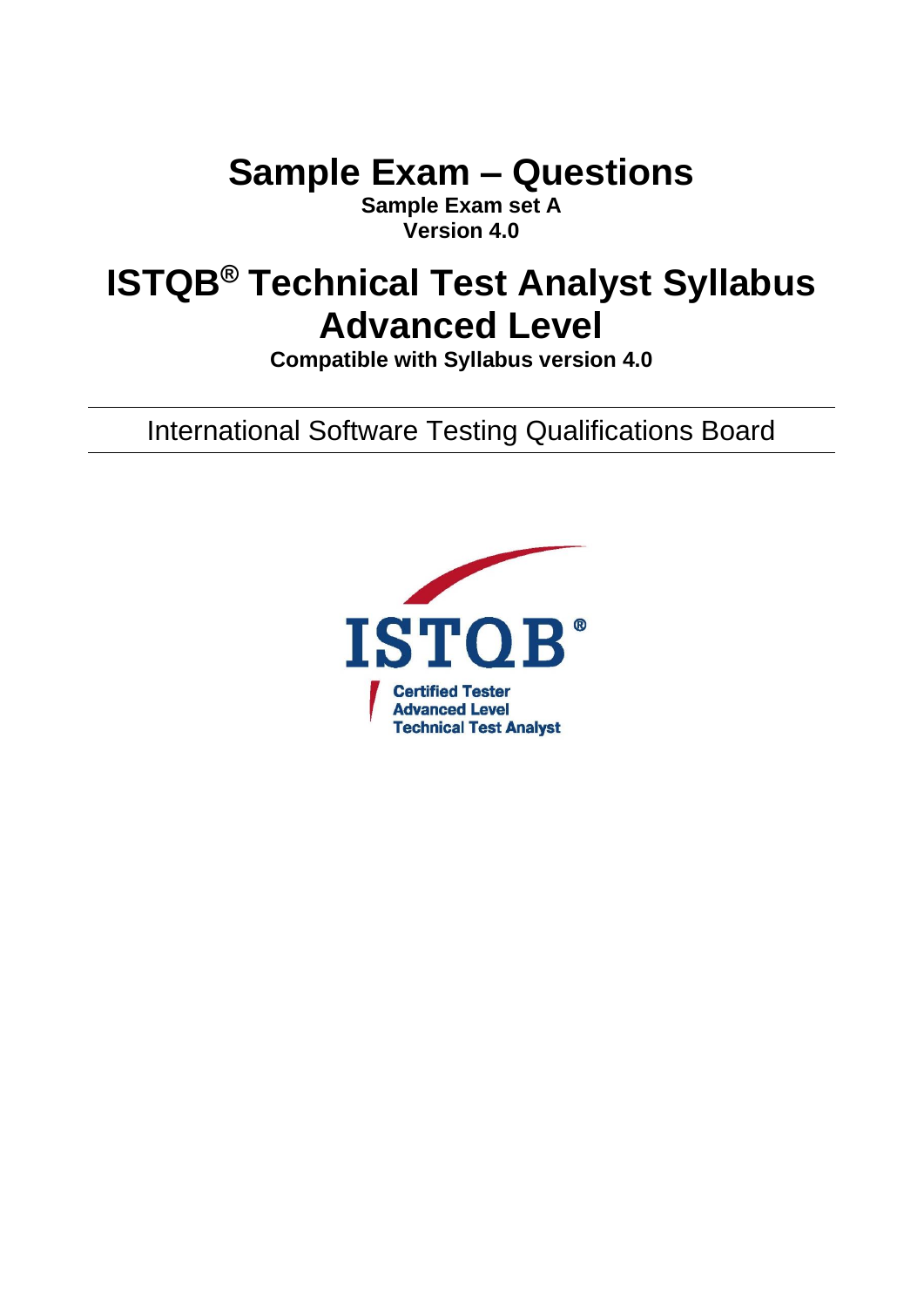# Sample Exam – Questions

**Sample Exam set A**
**Version 4.0**

# ISTQB® Technical Test Analyst Syllabus Advanced Level

**Compatible with Syllabus version 4.0**

---

International Software Testing Qualifications Board

---

ISTQB®

Certified Tester
Advanced Level
Technical Test Analyst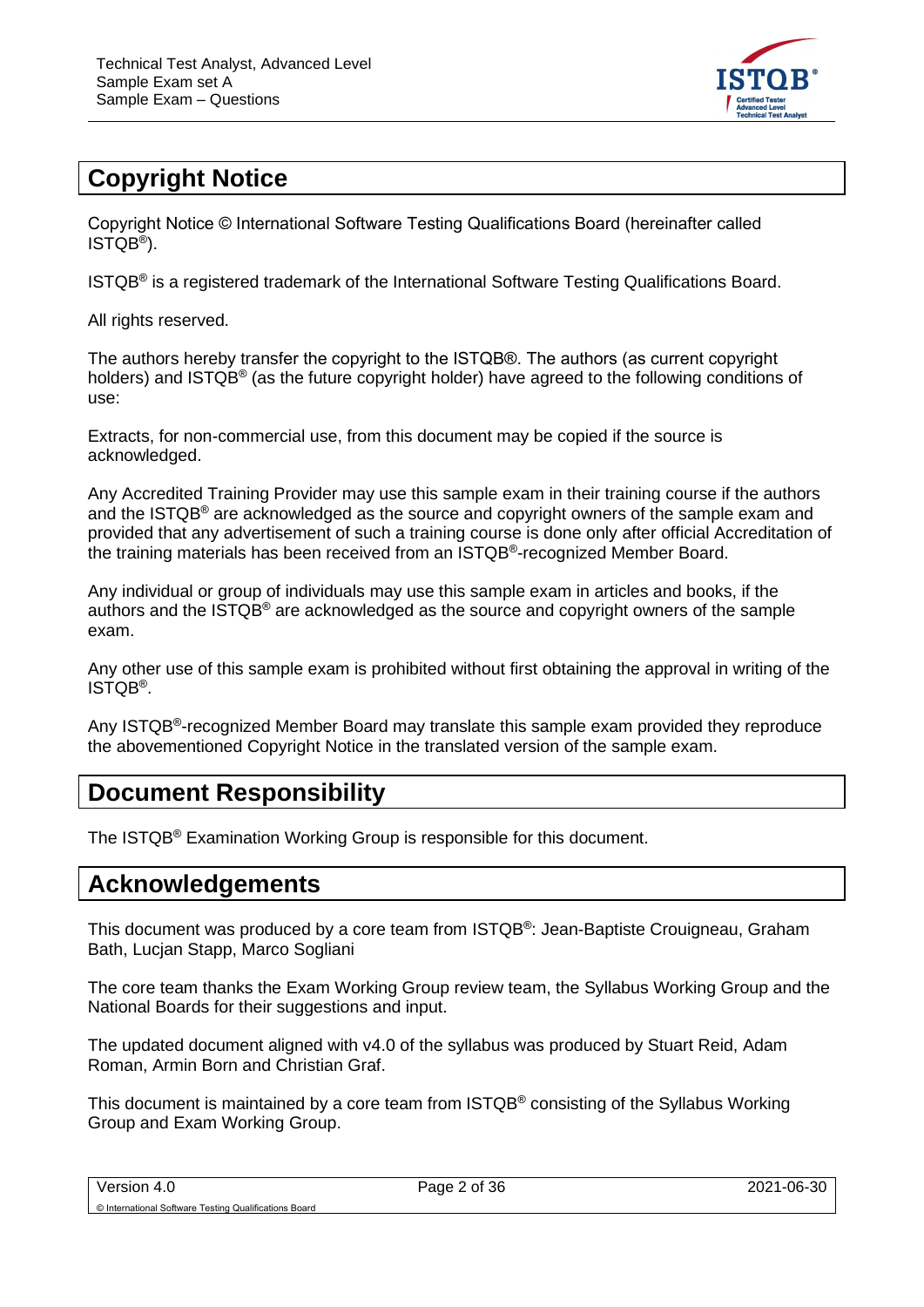# Copyright Notice

Copyright Notice © International Software Testing Qualifications Board (hereinafter called ISTQB®).

ISTQB® is a registered trademark of the International Software Testing Qualifications Board.

All rights reserved.

The authors hereby transfer the copyright to the ISTQB®. The authors (as current copyright holders) and ISTQB® (as the future copyright holder) have agreed to the following conditions of use:

Extracts, for non-commercial use, from this document may be copied if the source is acknowledged.

Any Accredited Training Provider may use this sample exam in their training course if the authors and the ISTQB® are acknowledged as the source and copyright owners of the sample exam and provided that any advertisement of such a training course is done only after official Accreditation of the training materials has been received from an ISTQB®-recognized Member Board.

Any individual or group of individuals may use this sample exam in articles and books, if the authors and the ISTQB® are acknowledged as the source and copyright owners of the sample exam.

Any other use of this sample exam is prohibited without first obtaining the approval in writing of the ISTQB®.

Any ISTQB®-recognized Member Board may translate this sample exam provided they reproduce the abovementioned Copyright Notice in the translated version of the sample exam.

# Document Responsibility

The ISTQB® Examination Working Group is responsible for this document.

# Acknowledgements

This document was produced by a core team from ISTQB®: Jean-Baptiste Crouigneau, Graham Bath, Lucjan Stapp, Marco Sogliani

The core team thanks the Exam Working Group review team, the Syllabus Working Group and the National Boards for their suggestions and input.

The updated document aligned with v4.0 of the syllabus was produced by Stuart Reid, Adam Roman, Armin Born and Christian Graf.

This document is maintained by a core team from ISTQB® consisting of the Syllabus Working Group and Exam Working Group.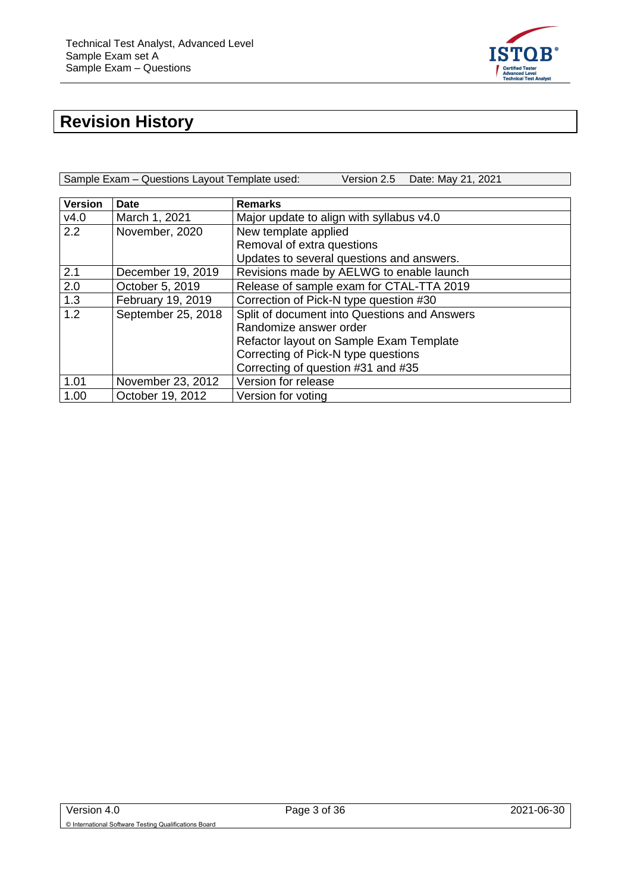# Revision History

| Sample Exam – Questions Layout Template used: | Version 2.5 | Date: May 21, 2021 |
|---|---|---|

| Version | Date | Remarks |
|---|---|---|
| v4.0 | March 1, 2021 | Major update to align with syllabus v4.0 |
| 2.2 | November, 2020 | New template applied<br>Removal of extra questions<br>Updates to several questions and answers. |
| 2.1 | December 19, 2019 | Revisions made by AELWG to enable launch |
| 2.0 | October 5, 2019 | Release of sample exam for CTAL-TTA 2019 |
| 1.3 | February 19, 2019 | Correction of Pick-N type question #30 |
| 1.2 | September 25, 2018 | Split of document into Questions and Answers<br>Randomize answer order<br>Refactor layout on Sample Exam Template<br>Correcting of Pick-N type questions<br>Correcting of question #31 and #35 |
| 1.01 | November 23, 2012 | Version for release |
| 1.00 | October 19, 2012 | Version for voting |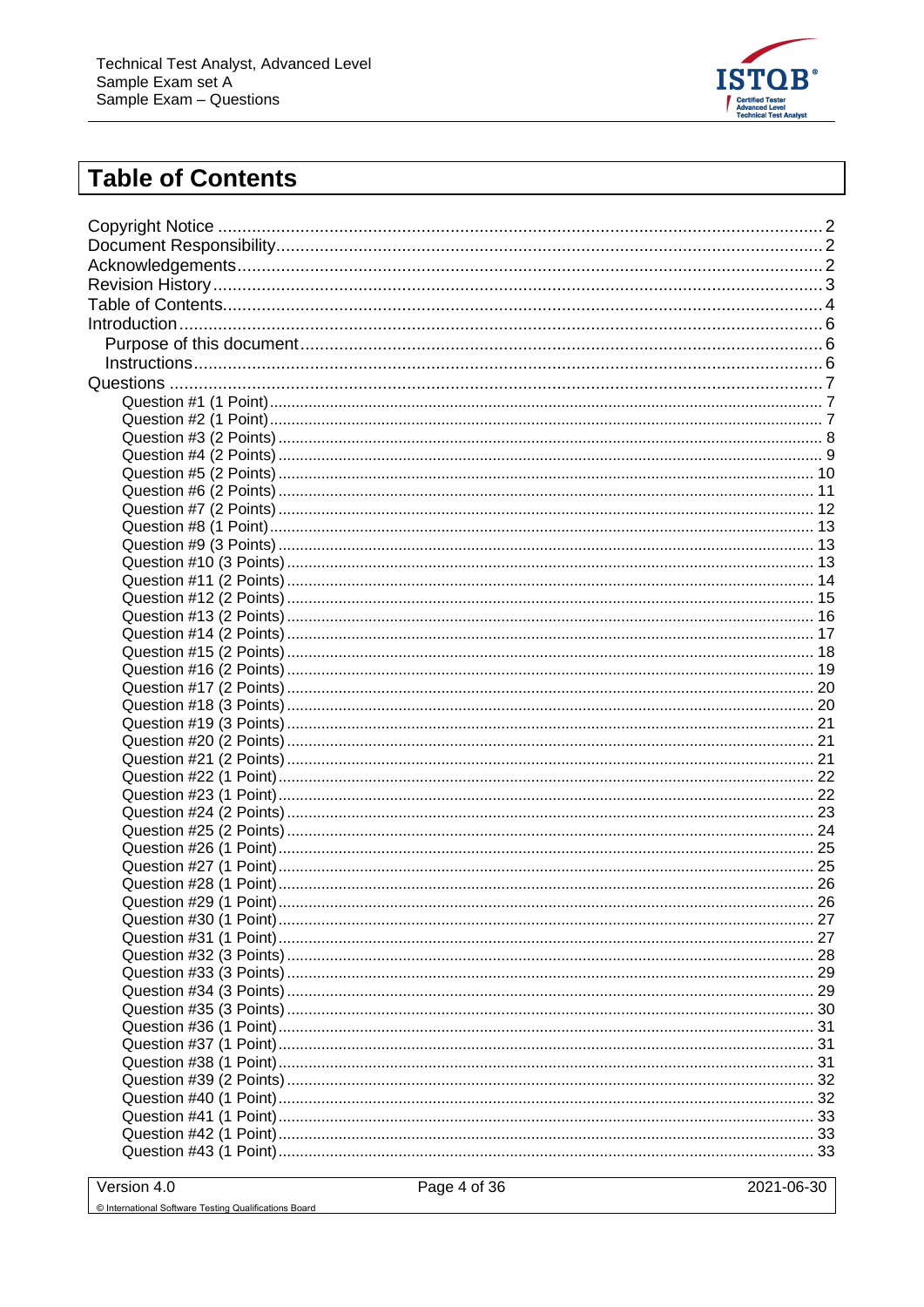# Table of Contents

Copyright Notice ............ 2
Document Responsibility ............ 2
Acknowledgements ............ 2
Revision History ............ 3
Table of Contents ............ 4
Introduction ............ 6
  Purpose of this document ............ 6
  Instructions ............ 6
Questions ............ 7
    Question #1 (1 Point) ............ 7
    Question #2 (1 Point) ............ 7
    Question #3 (2 Points) ............ 8
    Question #4 (2 Points) ............ 9
    Question #5 (2 Points) ............ 10
    Question #6 (2 Points) ............ 11
    Question #7 (2 Points) ............ 12
    Question #8 (1 Point) ............ 13
    Question #9 (3 Points) ............ 13
    Question #10 (3 Points) ............ 13
    Question #11 (2 Points) ............ 14
    Question #12 (2 Points) ............ 15
    Question #13 (2 Points) ............ 16
    Question #14 (2 Points) ............ 17
    Question #15 (2 Points) ............ 18
    Question #16 (2 Points) ............ 19
    Question #17 (2 Points) ............ 20
    Question #18 (3 Points) ............ 20
    Question #19 (3 Points) ............ 21
    Question #20 (2 Points) ............ 21
    Question #21 (2 Points) ............ 21
    Question #22 (1 Point) ............ 22
    Question #23 (1 Point) ............ 22
    Question #24 (2 Points) ............ 23
    Question #25 (2 Points) ............ 24
    Question #26 (1 Point) ............ 25
    Question #27 (1 Point) ............ 25
    Question #28 (1 Point) ............ 26
    Question #29 (1 Point) ............ 26
    Question #30 (1 Point) ............ 27
    Question #31 (1 Point) ............ 27
    Question #32 (3 Points) ............ 28
    Question #33 (3 Points) ............ 29
    Question #34 (3 Points) ............ 29
    Question #35 (3 Points) ............ 30
    Question #36 (1 Point) ............ 31
    Question #37 (1 Point) ............ 31
    Question #38 (1 Point) ............ 31
    Question #39 (2 Points) ............ 32
    Question #40 (1 Point) ............ 32
    Question #41 (1 Point) ............ 33
    Question #42 (1 Point) ............ 33
    Question #43 (1 Point) ............ 33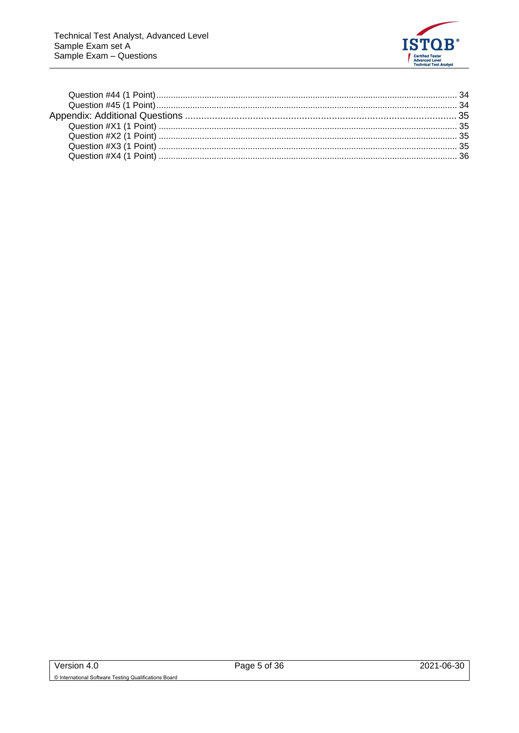Question #44 (1 Point) .......................................................................................................... 34
Question #45 (1 Point) .......................................................................................................... 34
Appendix: Additional Questions .................................................................................... 35
Question #X1 (1 Point) .......................................................................................................... 35
Question #X2 (1 Point) .......................................................................................................... 35
Question #X3 (1 Point) .......................................................................................................... 35
Question #X4 (1 Point) .......................................................................................................... 36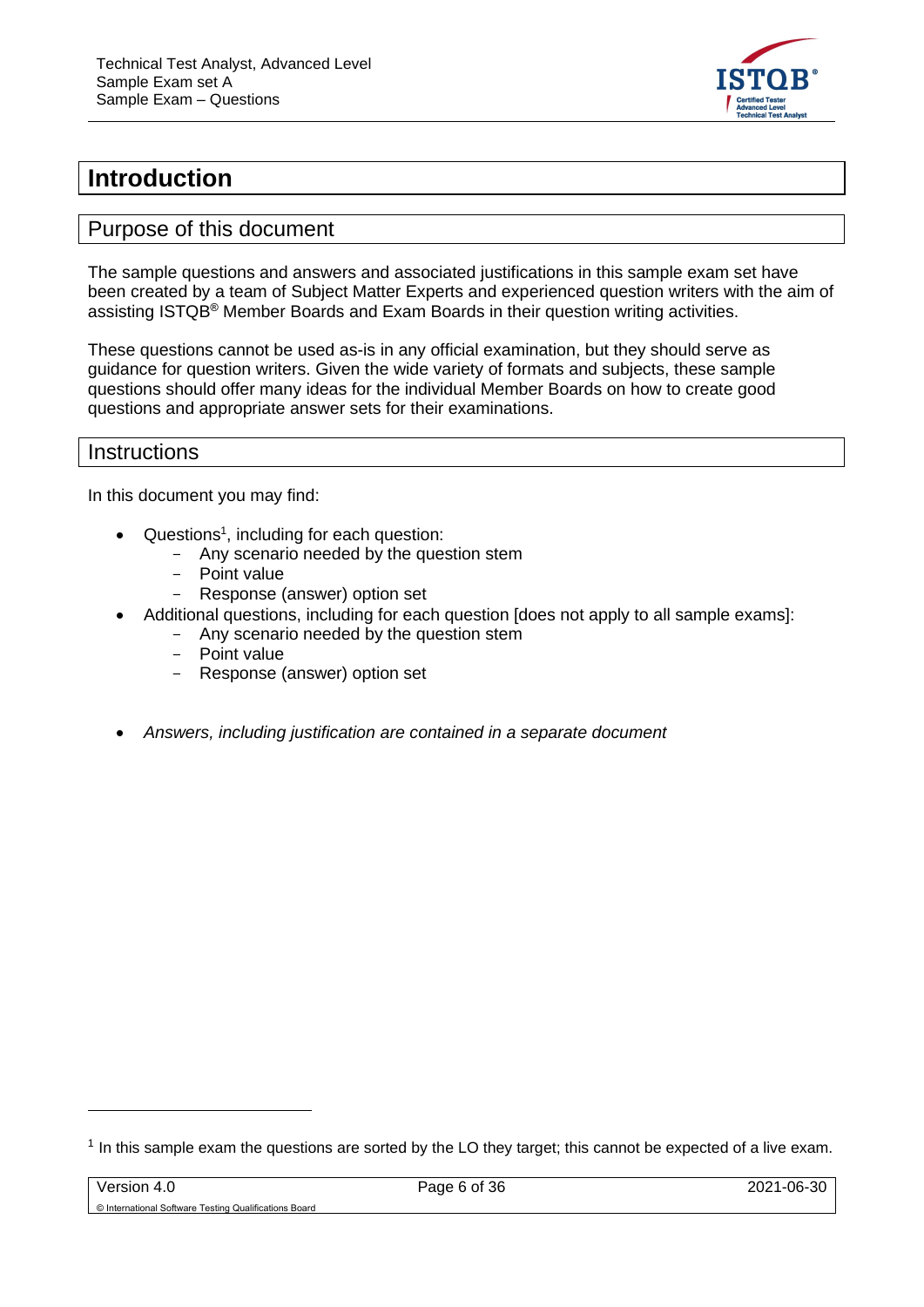# Introduction

## Purpose of this document

The sample questions and answers and associated justifications in this sample exam set have been created by a team of Subject Matter Experts and experienced question writers with the aim of assisting ISTQB® Member Boards and Exam Boards in their question writing activities.

These questions cannot be used as-is in any official examination, but they should serve as guidance for question writers. Given the wide variety of formats and subjects, these sample questions should offer many ideas for the individual Member Boards on how to create good questions and appropriate answer sets for their examinations.

## Instructions

In this document you may find:

- Questions[1], including for each question:
  - Any scenario needed by the question stem
  - Point value
  - Response (answer) option set
- Additional questions, including for each question [does not apply to all sample exams]:
  - Any scenario needed by the question stem
  - Point value
  - Response (answer) option set
- *Answers, including justification are contained in a separate document*

[1] In this sample exam the questions are sorted by the LO they target; this cannot be expected of a live exam.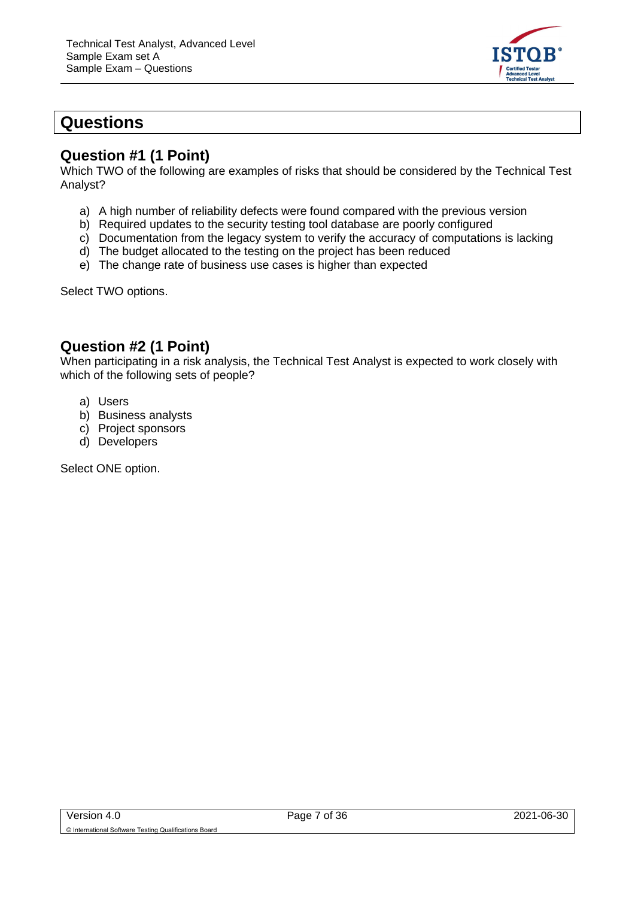# Questions

## Question #1 (1 Point)

Which TWO of the following are examples of risks that should be considered by the Technical Test Analyst?

a) A high number of reliability defects were found compared with the previous version
b) Required updates to the security testing tool database are poorly configured
c) Documentation from the legacy system to verify the accuracy of computations is lacking
d) The budget allocated to the testing on the project has been reduced
e) The change rate of business use cases is higher than expected

Select TWO options.

## Question #2 (1 Point)

When participating in a risk analysis, the Technical Test Analyst is expected to work closely with which of the following sets of people?

a) Users
b) Business analysts
c) Project sponsors
d) Developers

Select ONE option.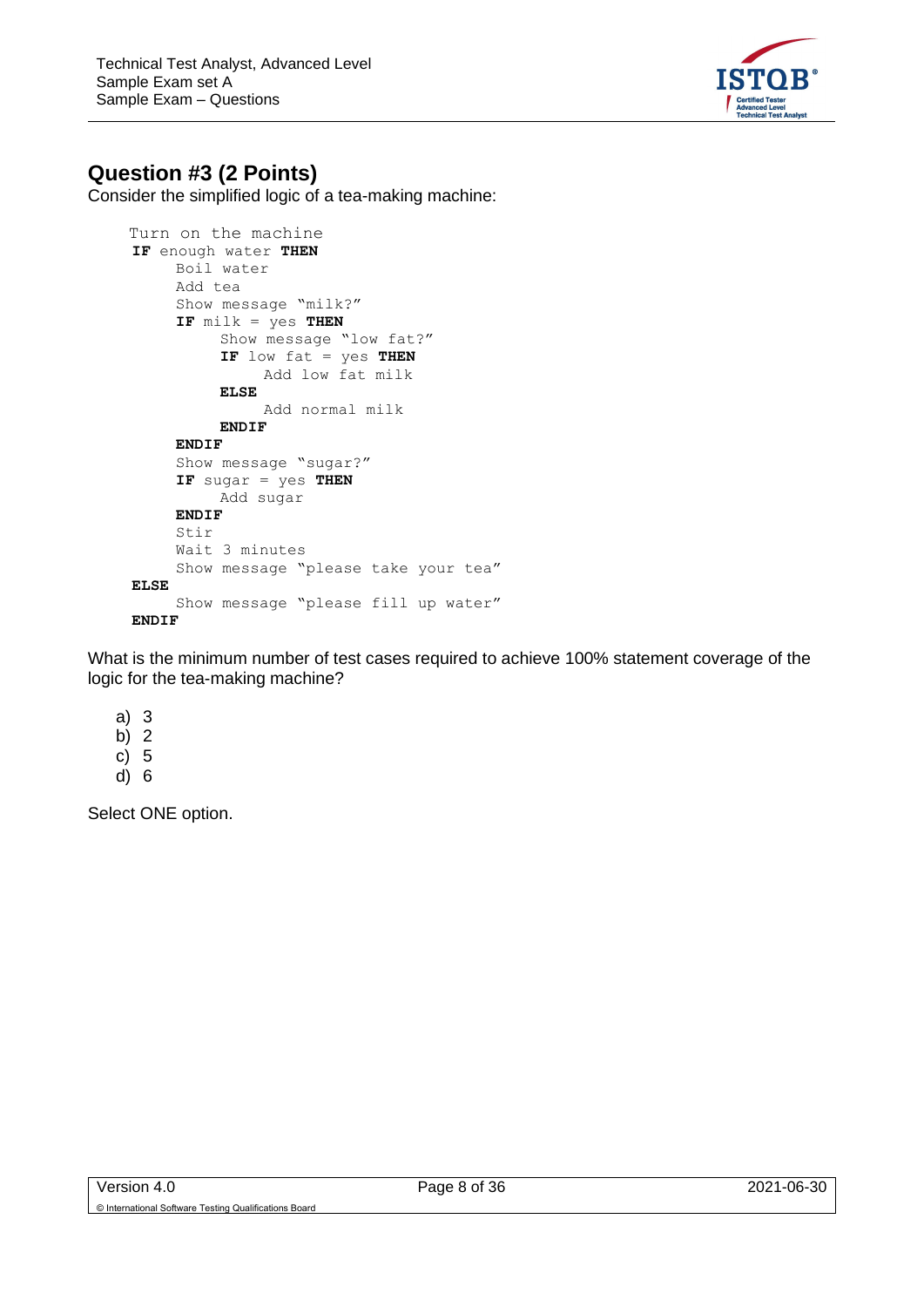## Question #3 (2 Points)

Consider the simplified logic of a tea-making machine:

```
Turn on the machine
IF enough water THEN
     Boil water
     Add tea
     Show message "milk?"
     IF milk = yes THEN
          Show message "low fat?"
          IF low fat = yes THEN
               Add low fat milk
          ELSE
               Add normal milk
          ENDIF
     ENDIF
     Show message "sugar?"
     IF sugar = yes THEN
          Add sugar
     ENDIF
     Stir
     Wait 3 minutes
     Show message "please take your tea"
ELSE
     Show message "please fill up water"
ENDIF
```

What is the minimum number of test cases required to achieve 100% statement coverage of the logic for the tea-making machine?

a) 3
b) 2
c) 5
d) 6

Select ONE option.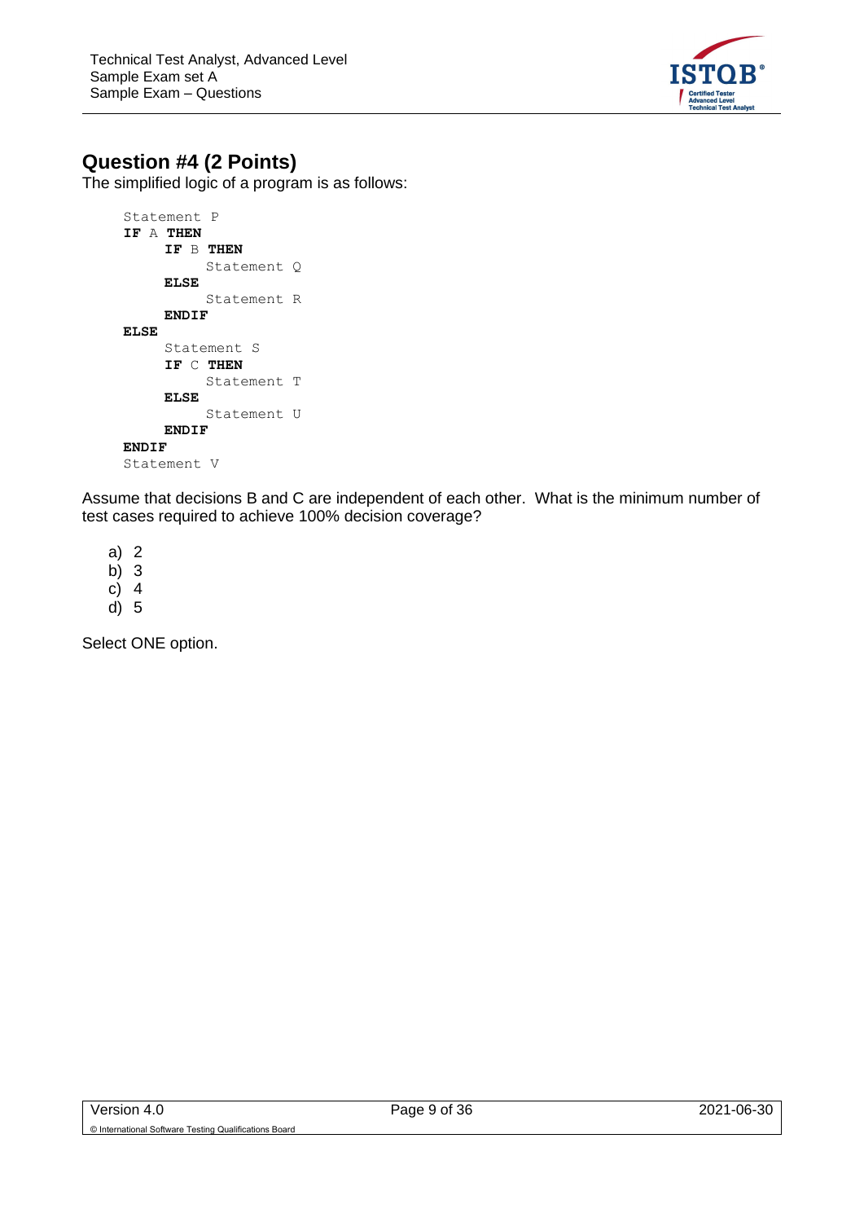## Question #4 (2 Points)

The simplified logic of a program is as follows:

```
Statement P
IF A THEN
    IF B THEN
        Statement Q
    ELSE
        Statement R
    ENDIF
ELSE
    Statement S
    IF C THEN
        Statement T
    ELSE
        Statement U
    ENDIF
ENDIF
Statement V
```

Assume that decisions B and C are independent of each other. What is the minimum number of test cases required to achieve 100% decision coverage?

a) 2
b) 3
c) 4
d) 5

Select ONE option.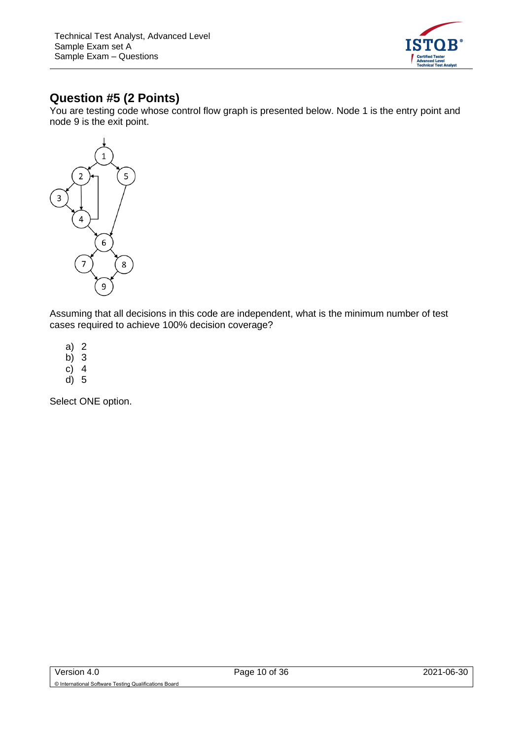## Question #5 (2 Points)

You are testing code whose control flow graph is presented below. Node 1 is the entry point and node 9 is the exit point.

Assuming that all decisions in this code are independent, what is the minimum number of test cases required to achieve 100% decision coverage?

a) 2
b) 3
c) 4
d) 5

Select ONE option.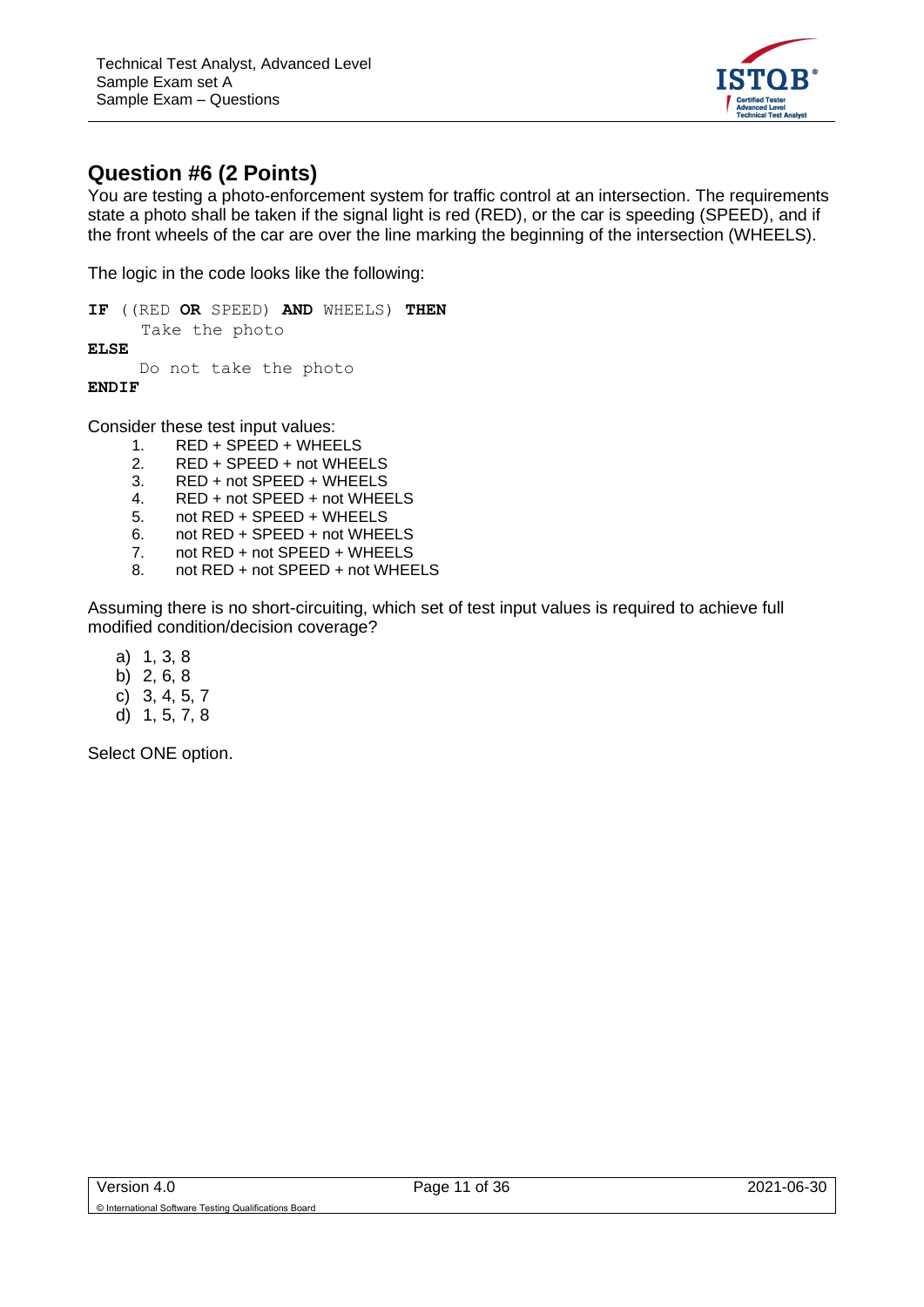## Question #6 (2 Points)

You are testing a photo-enforcement system for traffic control at an intersection. The requirements state a photo shall be taken if the signal light is red (RED), or the car is speeding (SPEED), and if the front wheels of the car are over the line marking the beginning of the intersection (WHEELS).

The logic in the code looks like the following:

```
IF ((RED OR SPEED) AND WHEELS) THEN
     Take the photo
ELSE
     Do not take the photo
ENDIF
```

Consider these test input values:

1. RED + SPEED + WHEELS
2. RED + SPEED + not WHEELS
3. RED + not SPEED + WHEELS
4. RED + not SPEED + not WHEELS
5. not RED + SPEED + WHEELS
6. not RED + SPEED + not WHEELS
7. not RED + not SPEED + WHEELS
8. not RED + not SPEED + not WHEELS

Assuming there is no short-circuiting, which set of test input values is required to achieve full modified condition/decision coverage?

a) 1, 3, 8
b) 2, 6, 8
c) 3, 4, 5, 7
d) 1, 5, 7, 8

Select ONE option.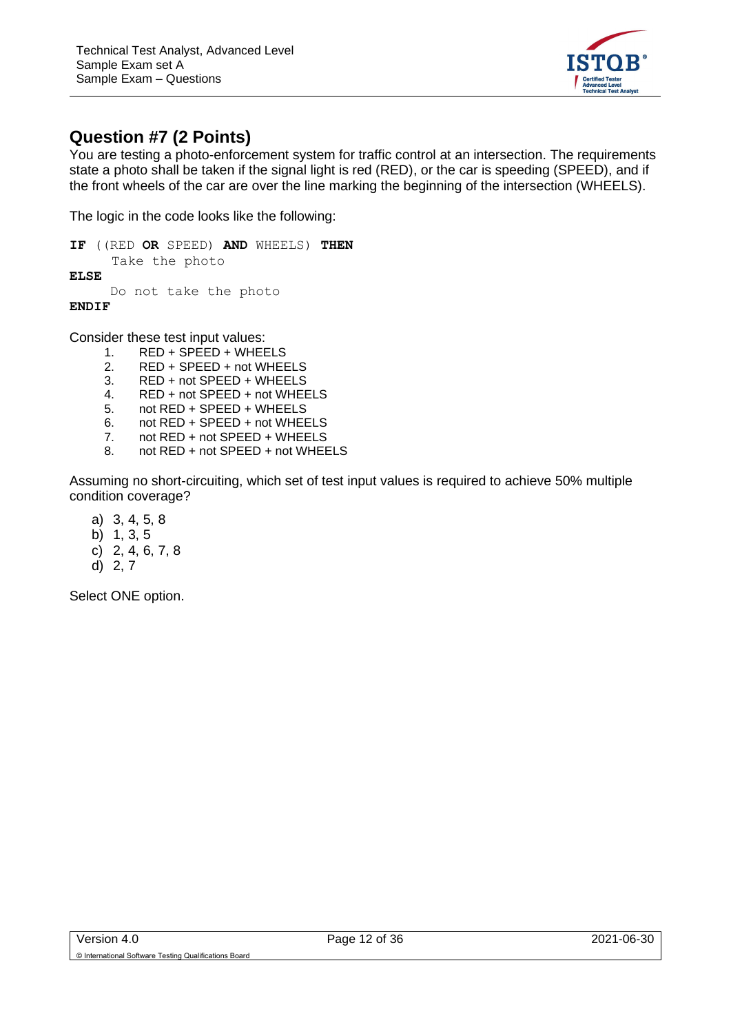## Question #7 (2 Points)

You are testing a photo-enforcement system for traffic control at an intersection. The requirements state a photo shall be taken if the signal light is red (RED), or the car is speeding (SPEED), and if the front wheels of the car are over the line marking the beginning of the intersection (WHEELS).

The logic in the code looks like the following:

```
IF ((RED OR SPEED) AND WHEELS) THEN
     Take the photo
ELSE
     Do not take the photo
ENDIF
```

Consider these test input values:

1. RED + SPEED + WHEELS
2. RED + SPEED + not WHEELS
3. RED + not SPEED + WHEELS
4. RED + not SPEED + not WHEELS
5. not RED + SPEED + WHEELS
6. not RED + SPEED + not WHEELS
7. not RED + not SPEED + WHEELS
8. not RED + not SPEED + not WHEELS

Assuming no short-circuiting, which set of test input values is required to achieve 50% multiple condition coverage?

a) 3, 4, 5, 8
b) 1, 3, 5
c) 2, 4, 6, 7, 8
d) 2, 7

Select ONE option.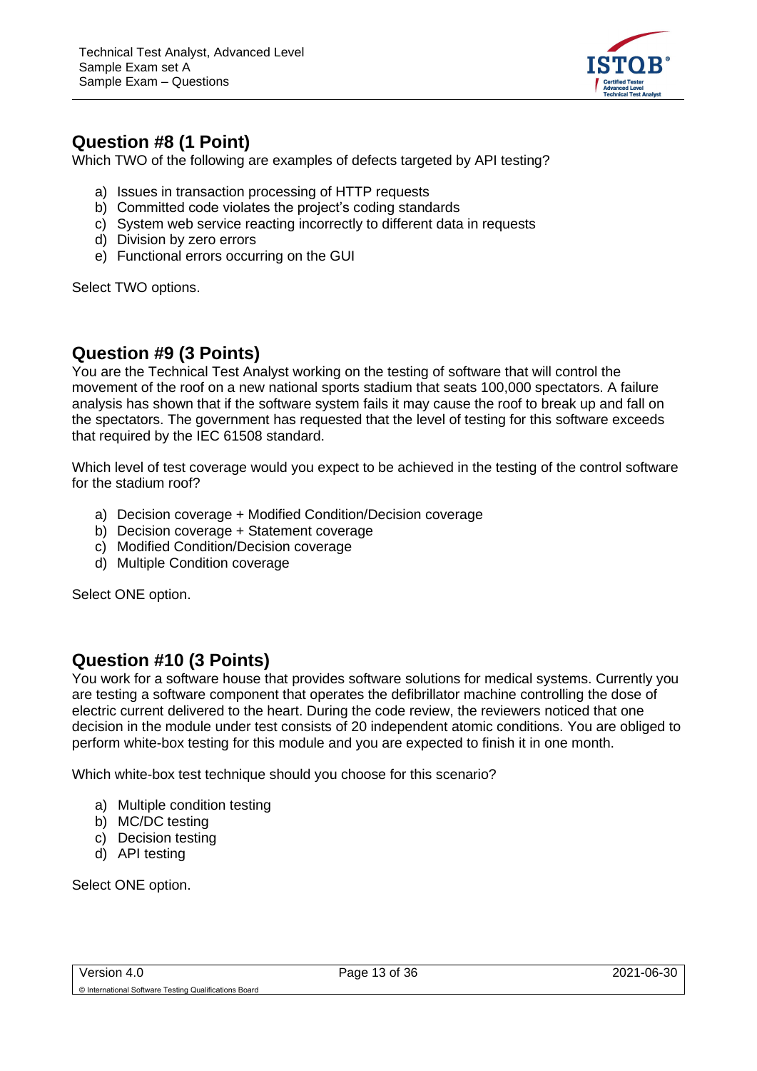## Question #8 (1 Point)

Which TWO of the following are examples of defects targeted by API testing?

a) Issues in transaction processing of HTTP requests
b) Committed code violates the project's coding standards
c) System web service reacting incorrectly to different data in requests
d) Division by zero errors
e) Functional errors occurring on the GUI

Select TWO options.

## Question #9 (3 Points)

You are the Technical Test Analyst working on the testing of software that will control the movement of the roof on a new national sports stadium that seats 100,000 spectators. A failure analysis has shown that if the software system fails it may cause the roof to break up and fall on the spectators. The government has requested that the level of testing for this software exceeds that required by the IEC 61508 standard.

Which level of test coverage would you expect to be achieved in the testing of the control software for the stadium roof?

a) Decision coverage + Modified Condition/Decision coverage
b) Decision coverage + Statement coverage
c) Modified Condition/Decision coverage
d) Multiple Condition coverage

Select ONE option.

## Question #10 (3 Points)

You work for a software house that provides software solutions for medical systems. Currently you are testing a software component that operates the defibrillator machine controlling the dose of electric current delivered to the heart. During the code review, the reviewers noticed that one decision in the module under test consists of 20 independent atomic conditions. You are obliged to perform white-box testing for this module and you are expected to finish it in one month.

Which white-box test technique should you choose for this scenario?

a) Multiple condition testing
b) MC/DC testing
c) Decision testing
d) API testing

Select ONE option.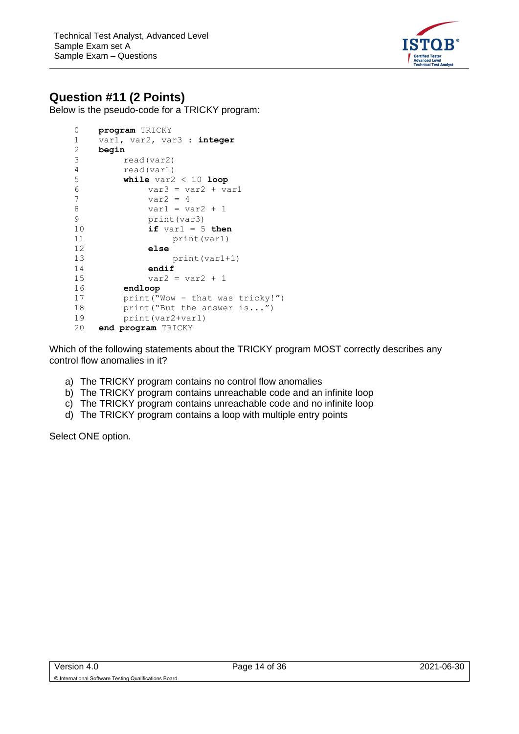## Question #11 (2 Points)

Below is the pseudo-code for a TRICKY program:

```
0    program TRICKY
1    var1, var2, var3 : integer
2    begin
3        read(var2)
4        read(var1)
5        while var2 < 10 loop
6            var3 = var2 + var1
7            var2 = 4
8            var1 = var2 + 1
9            print(var3)
10           if var1 = 5 then
11               print(var1)
12           else
13               print(var1+1)
14           endif
15           var2 = var2 + 1
16       endloop
17       print("Wow - that was tricky!")
18       print("But the answer is...")
19       print(var2+var1)
20   end program TRICKY
```

Which of the following statements about the TRICKY program MOST correctly describes any control flow anomalies in it?

a) The TRICKY program contains no control flow anomalies
b) The TRICKY program contains unreachable code and an infinite loop
c) The TRICKY program contains unreachable code and no infinite loop
d) The TRICKY program contains a loop with multiple entry points

Select ONE option.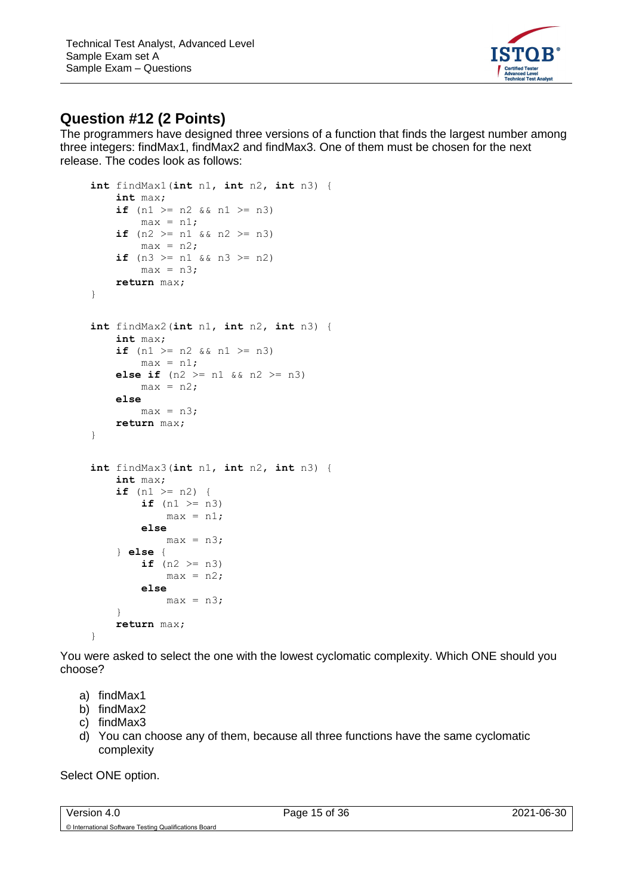## Question #12 (2 Points)

The programmers have designed three versions of a function that finds the largest number among three integers: findMax1, findMax2 and findMax3. One of them must be chosen for the next release. The codes look as follows:

```
int findMax1(int n1, int n2, int n3) {
    int max;
    if (n1 >= n2 && n1 >= n3)
        max = n1;
    if (n2 >= n1 && n2 >= n3)
        max = n2;
    if (n3 >= n1 && n3 >= n2)
        max = n3;
    return max;
}


int findMax2(int n1, int n2, int n3) {
    int max;
    if (n1 >= n2 && n1 >= n3)
        max = n1;
    else if (n2 >= n1 && n2 >= n3)
        max = n2;
    else
        max = n3;
    return max;
}


int findMax3(int n1, int n2, int n3) {
    int max;
    if (n1 >= n2) {
        if (n1 >= n3)
            max = n1;
        else
            max = n3;
    } else {
        if (n2 >= n3)
            max = n2;
        else
            max = n3;
    }
    return max;
}
```

You were asked to select the one with the lowest cyclomatic complexity. Which ONE should you choose?

a) findMax1
b) findMax2
c) findMax3
d) You can choose any of them, because all three functions have the same cyclomatic complexity

Select ONE option.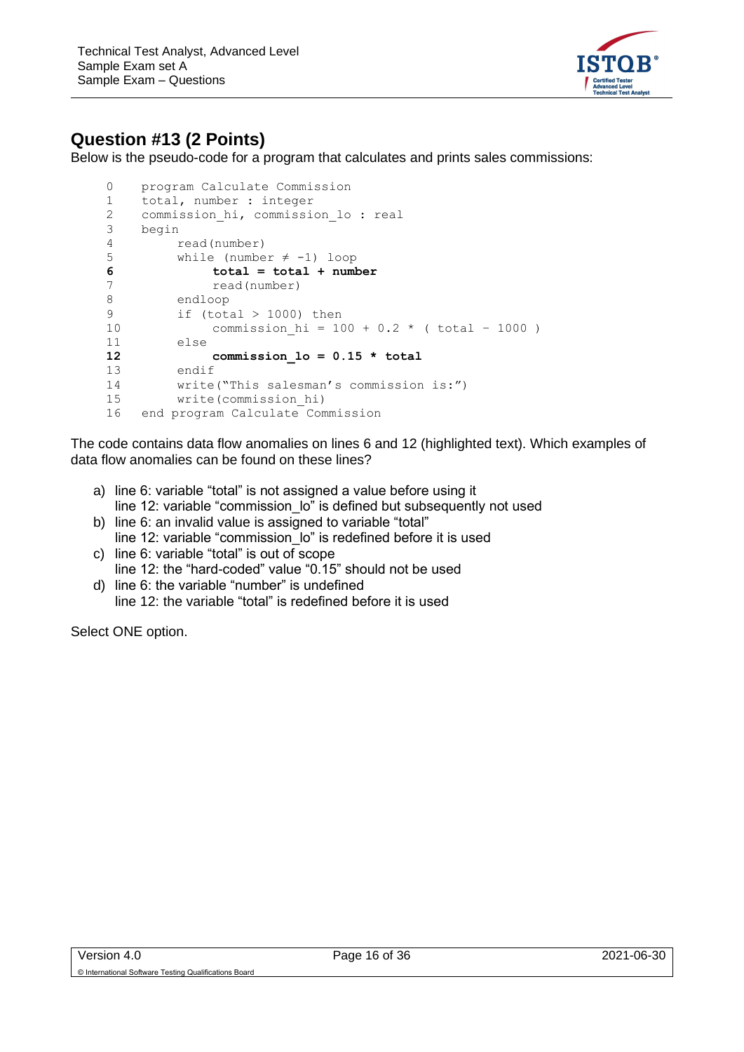## Question #13 (2 Points)

Below is the pseudo-code for a program that calculates and prints sales commissions:

```
0    program Calculate Commission
1    total, number : integer
2    commission_hi, commission_lo : real
3    begin
4         read(number)
5         while (number ≠ -1) loop
6              total = total + number
7              read(number)
8         endloop
9         if (total > 1000) then
10             commission_hi = 100 + 0.2 * ( total - 1000 )
11        else
12             commission_lo = 0.15 * total
13        endif
14        write("This salesman's commission is:")
15        write(commission_hi)
16   end program Calculate Commission
```

The code contains data flow anomalies on lines 6 and 12 (highlighted text). Which examples of data flow anomalies can be found on these lines?

a) line 6: variable "total" is not assigned a value before using it
   line 12: variable "commission_lo" is defined but subsequently not used
b) line 6: an invalid value is assigned to variable "total"
   line 12: variable "commission_lo" is redefined before it is used
c) line 6: variable "total" is out of scope
   line 12: the "hard-coded" value "0.15" should not be used
d) line 6: the variable "number" is undefined
   line 12: the variable "total" is redefined before it is used

Select ONE option.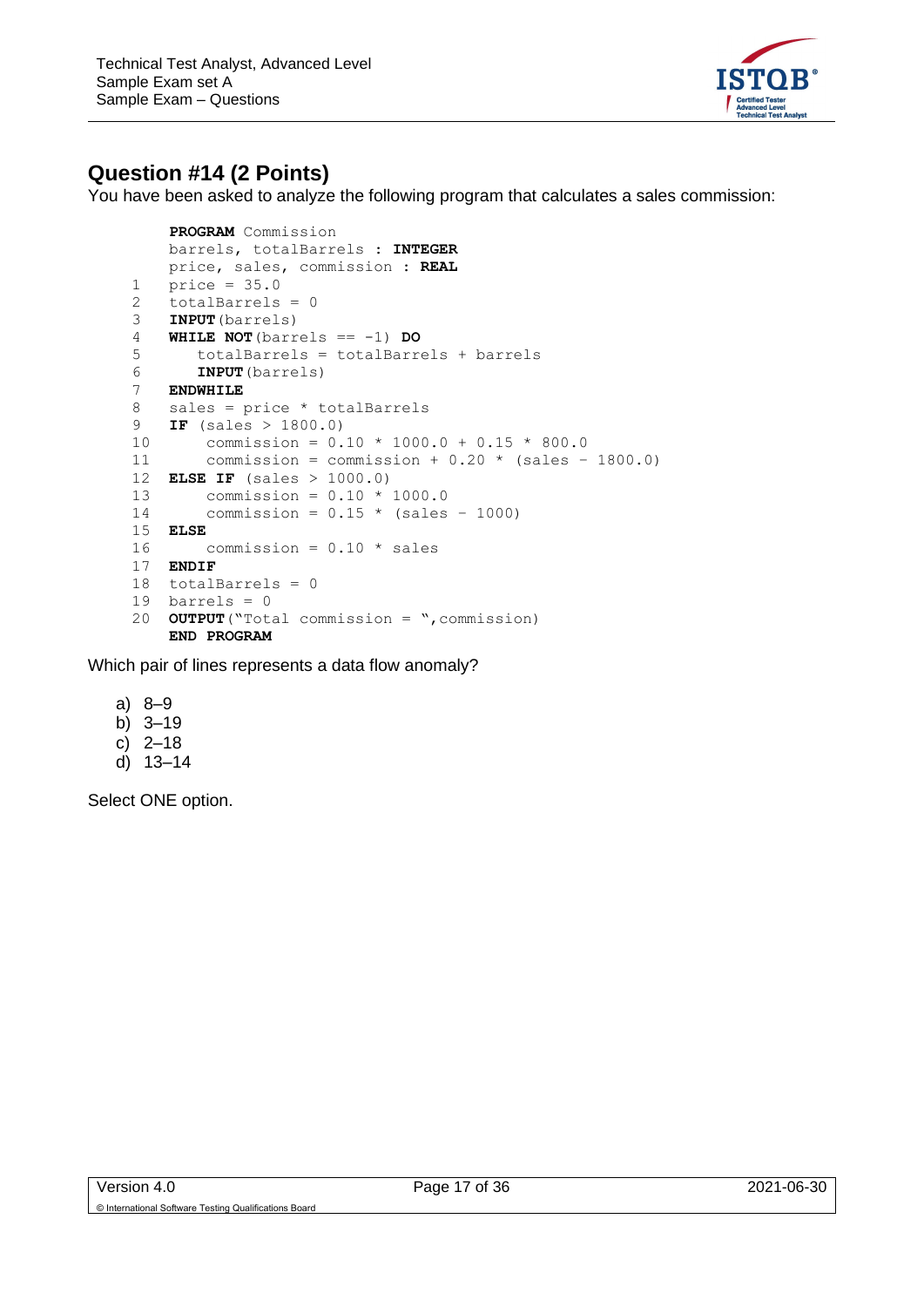## Question #14 (2 Points)

You have been asked to analyze the following program that calculates a sales commission:

```
     PROGRAM Commission
     barrels, totalBarrels : INTEGER
     price, sales, commission : REAL
1    price = 35.0
2    totalBarrels = 0
3    INPUT(barrels)
4    WHILE NOT(barrels == -1) DO
5       totalBarrels = totalBarrels + barrels
6       INPUT(barrels)
7    ENDWHILE
8    sales = price * totalBarrels
9    IF (sales > 1800.0)
10       commission = 0.10 * 1000.0 + 0.15 * 800.0
11       commission = commission + 0.20 * (sales - 1800.0)
12   ELSE IF (sales > 1000.0)
13       commission = 0.10 * 1000.0
14       commission = 0.15 * (sales - 1000)
15   ELSE
16       commission = 0.10 * sales
17   ENDIF
18   totalBarrels = 0
19   barrels = 0
20   OUTPUT("Total commission = ",commission)
     END PROGRAM
```

Which pair of lines represents a data flow anomaly?

a) 8–9
b) 3–19
c) 2–18
d) 13–14

Select ONE option.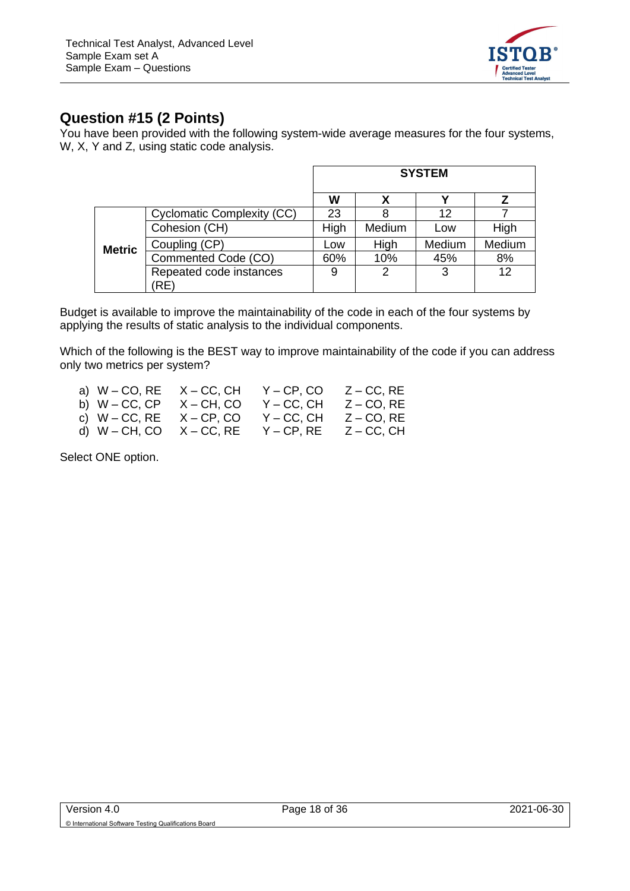## Question #15 (2 Points)

You have been provided with the following system-wide average measures for the four systems, W, X, Y and Z, using static code analysis.

| | | SYSTEM | | | |
|---|---|---|---|---|---|
| | | **W** | **X** | **Y** | **Z** |
| **Metric** | Cyclomatic Complexity (CC) | 23 | 8 | 12 | 7 |
| | Cohesion (CH) | High | Medium | Low | High |
| | Coupling (CP) | Low | High | Medium | Medium |
| | Commented Code (CO) | 60% | 10% | 45% | 8% |
| | Repeated code instances (RE) | 9 | 2 | 3 | 12 |

Budget is available to improve the maintainability of the code in each of the four systems by applying the results of static analysis to the individual components.

Which of the following is the BEST way to improve maintainability of the code if you can address only two metrics per system?

a) W – CO, RE  X – CC, CH  Y – CP, CO  Z – CC, RE
b) W – CC, CP  X – CH, CO  Y – CC, CH  Z – CO, RE
c) W – CC, RE  X – CP, CO  Y – CC, CH  Z – CO, RE
d) W – CH, CO  X – CC, RE  Y – CP, RE  Z – CC, CH

Select ONE option.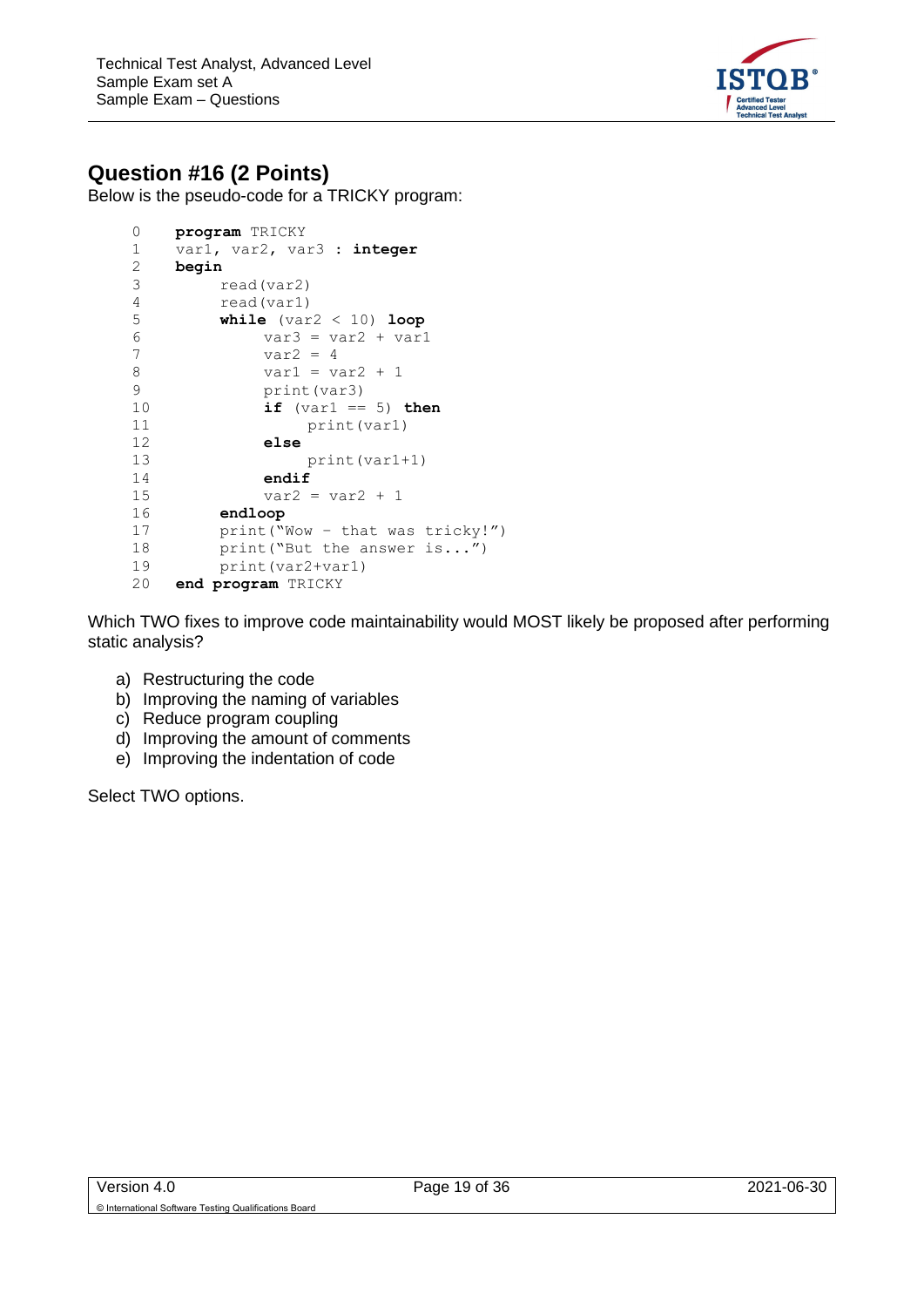## Question #16 (2 Points)

Below is the pseudo-code for a TRICKY program:

```
0     program TRICKY
1     var1, var2, var3 : integer
2     begin
3          read(var2)
4          read(var1)
5          while (var2 < 10) loop
6               var3 = var2 + var1
7               var2 = 4
8               var1 = var2 + 1
9               print(var3)
10              if (var1 == 5) then
11                   print(var1)
12              else
13                   print(var1+1)
14              endif
15              var2 = var2 + 1
16         endloop
17         print("Wow – that was tricky!")
18         print("But the answer is...")
19         print(var2+var1)
20    end program TRICKY
```

Which TWO fixes to improve code maintainability would MOST likely be proposed after performing static analysis?

a) Restructuring the code
b) Improving the naming of variables
c) Reduce program coupling
d) Improving the amount of comments
e) Improving the indentation of code

Select TWO options.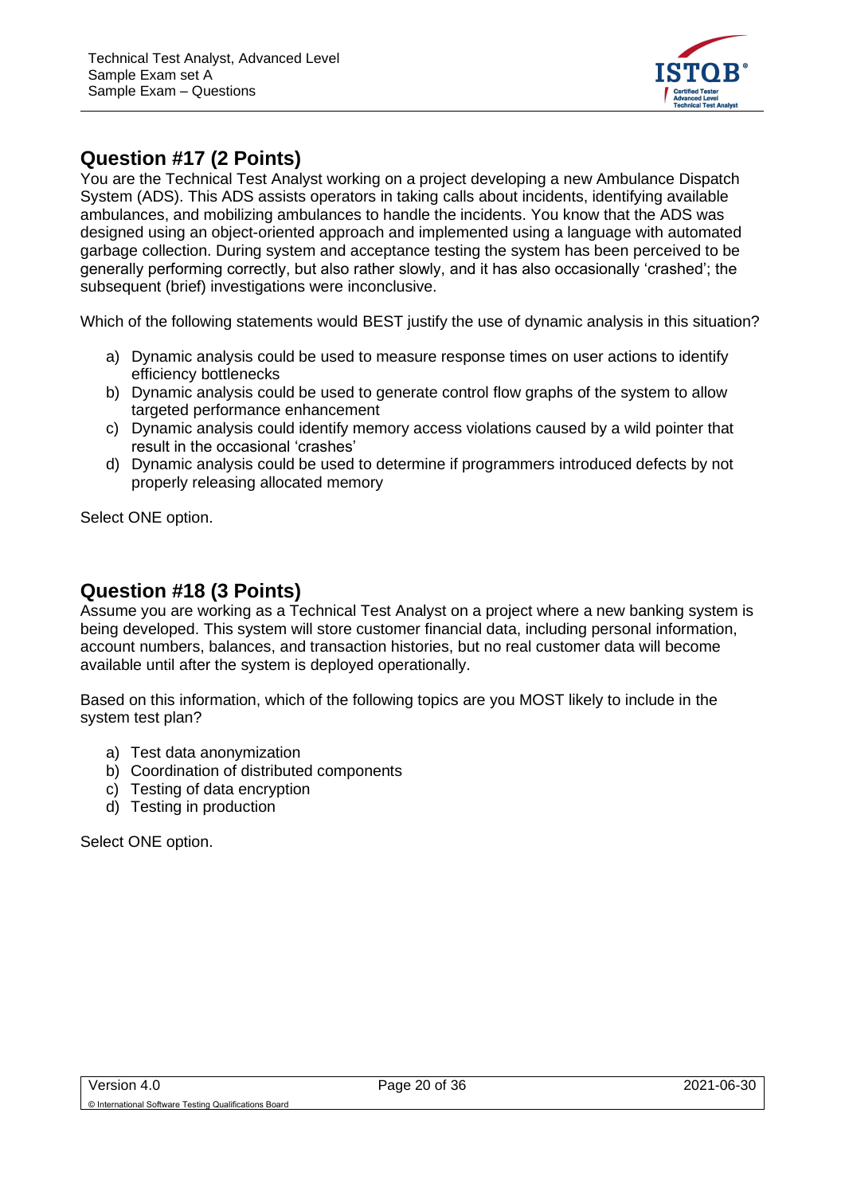## Question #17 (2 Points)

You are the Technical Test Analyst working on a project developing a new Ambulance Dispatch System (ADS). This ADS assists operators in taking calls about incidents, identifying available ambulances, and mobilizing ambulances to handle the incidents. You know that the ADS was designed using an object-oriented approach and implemented using a language with automated garbage collection. During system and acceptance testing the system has been perceived to be generally performing correctly, but also rather slowly, and it has also occasionally 'crashed'; the subsequent (brief) investigations were inconclusive.

Which of the following statements would BEST justify the use of dynamic analysis in this situation?

a) Dynamic analysis could be used to measure response times on user actions to identify efficiency bottlenecks
b) Dynamic analysis could be used to generate control flow graphs of the system to allow targeted performance enhancement
c) Dynamic analysis could identify memory access violations caused by a wild pointer that result in the occasional 'crashes'
d) Dynamic analysis could be used to determine if programmers introduced defects by not properly releasing allocated memory

Select ONE option.

## Question #18 (3 Points)

Assume you are working as a Technical Test Analyst on a project where a new banking system is being developed. This system will store customer financial data, including personal information, account numbers, balances, and transaction histories, but no real customer data will become available until after the system is deployed operationally.

Based on this information, which of the following topics are you MOST likely to include in the system test plan?

a) Test data anonymization
b) Coordination of distributed components
c) Testing of data encryption
d) Testing in production

Select ONE option.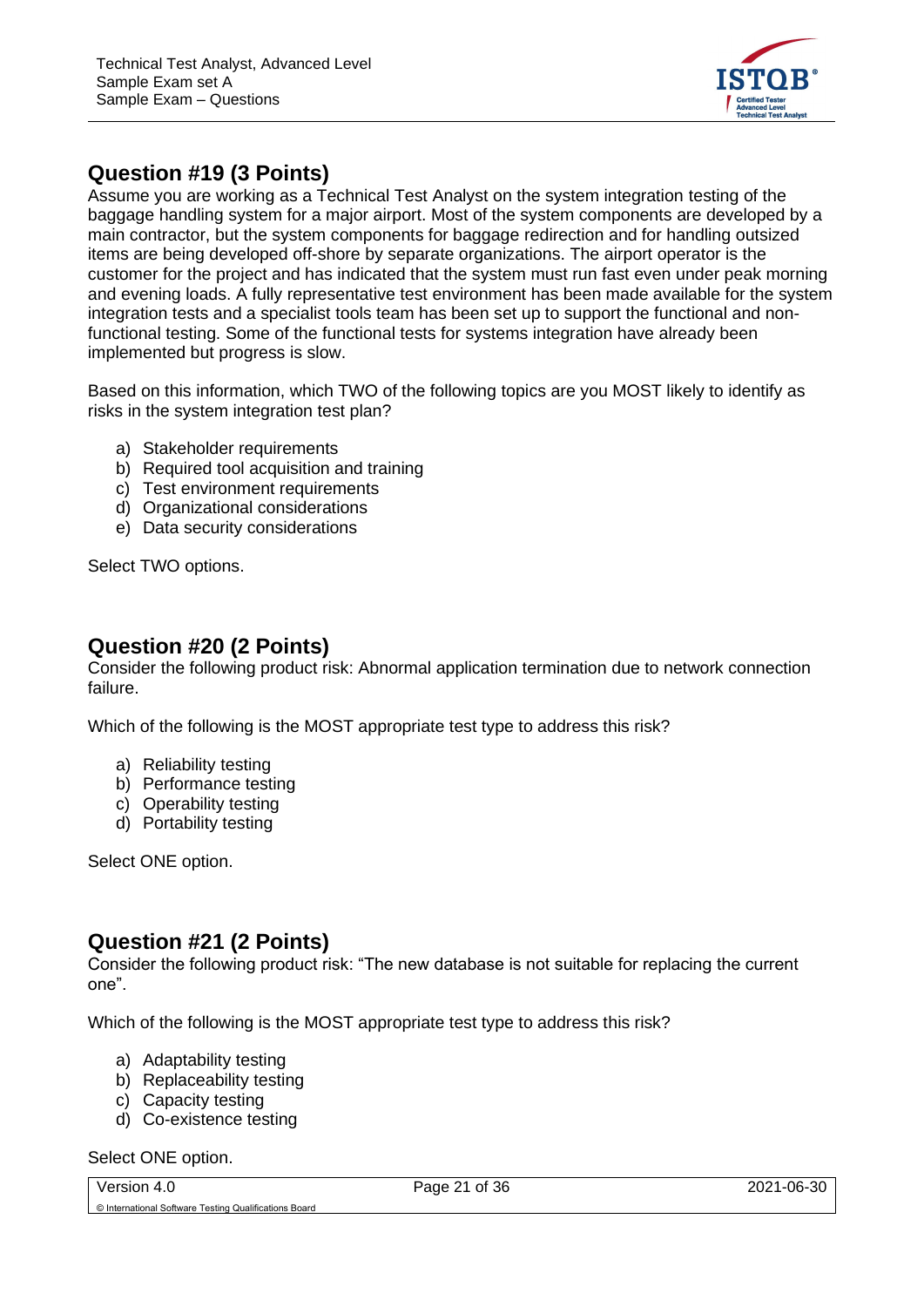## Question #19 (3 Points)

Assume you are working as a Technical Test Analyst on the system integration testing of the baggage handling system for a major airport. Most of the system components are developed by a main contractor, but the system components for baggage redirection and for handling outsized items are being developed off-shore by separate organizations. The airport operator is the customer for the project and has indicated that the system must run fast even under peak morning and evening loads. A fully representative test environment has been made available for the system integration tests and a specialist tools team has been set up to support the functional and non-functional testing. Some of the functional tests for systems integration have already been implemented but progress is slow.

Based on this information, which TWO of the following topics are you MOST likely to identify as risks in the system integration test plan?

a) Stakeholder requirements
b) Required tool acquisition and training
c) Test environment requirements
d) Organizational considerations
e) Data security considerations

Select TWO options.

## Question #20 (2 Points)

Consider the following product risk: Abnormal application termination due to network connection failure.

Which of the following is the MOST appropriate test type to address this risk?

a) Reliability testing
b) Performance testing
c) Operability testing
d) Portability testing

Select ONE option.

## Question #21 (2 Points)

Consider the following product risk: "The new database is not suitable for replacing the current one".

Which of the following is the MOST appropriate test type to address this risk?

a) Adaptability testing
b) Replaceability testing
c) Capacity testing
d) Co-existence testing

Select ONE option.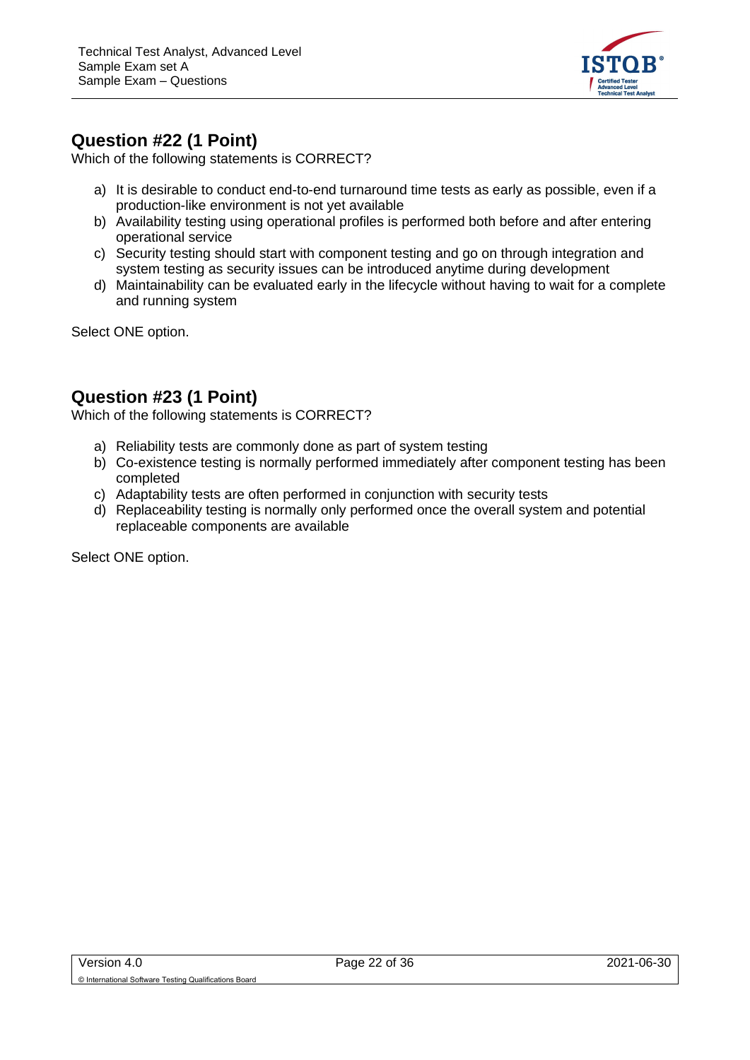## Question #22 (1 Point)

Which of the following statements is CORRECT?

a) It is desirable to conduct end-to-end turnaround time tests as early as possible, even if a production-like environment is not yet available
b) Availability testing using operational profiles is performed both before and after entering operational service
c) Security testing should start with component testing and go on through integration and system testing as security issues can be introduced anytime during development
d) Maintainability can be evaluated early in the lifecycle without having to wait for a complete and running system

Select ONE option.

## Question #23 (1 Point)

Which of the following statements is CORRECT?

a) Reliability tests are commonly done as part of system testing
b) Co-existence testing is normally performed immediately after component testing has been completed
c) Adaptability tests are often performed in conjunction with security tests
d) Replaceability testing is normally only performed once the overall system and potential replaceable components are available

Select ONE option.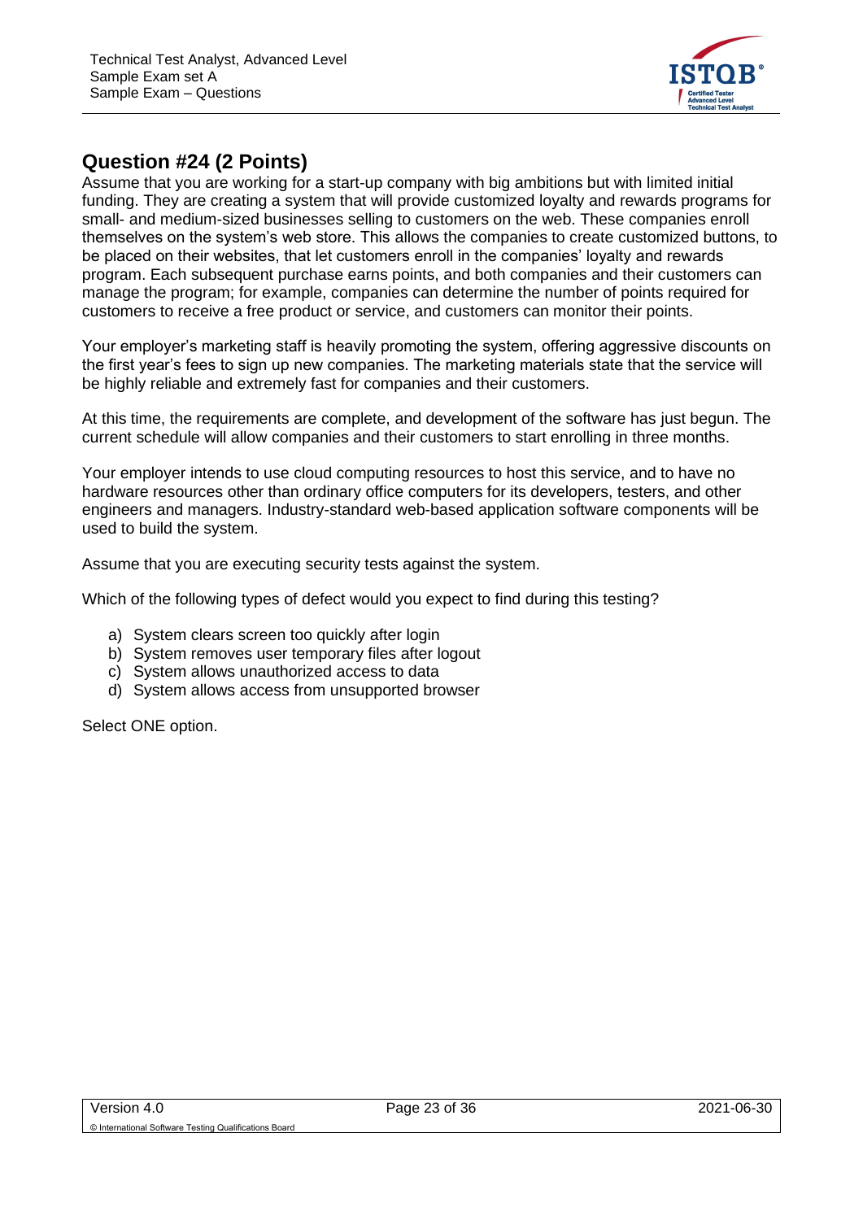## Question #24 (2 Points)

Assume that you are working for a start-up company with big ambitions but with limited initial funding. They are creating a system that will provide customized loyalty and rewards programs for small- and medium-sized businesses selling to customers on the web. These companies enroll themselves on the system's web store. This allows the companies to create customized buttons, to be placed on their websites, that let customers enroll in the companies' loyalty and rewards program. Each subsequent purchase earns points, and both companies and their customers can manage the program; for example, companies can determine the number of points required for customers to receive a free product or service, and customers can monitor their points.

Your employer's marketing staff is heavily promoting the system, offering aggressive discounts on the first year's fees to sign up new companies. The marketing materials state that the service will be highly reliable and extremely fast for companies and their customers.

At this time, the requirements are complete, and development of the software has just begun. The current schedule will allow companies and their customers to start enrolling in three months.

Your employer intends to use cloud computing resources to host this service, and to have no hardware resources other than ordinary office computers for its developers, testers, and other engineers and managers. Industry-standard web-based application software components will be used to build the system.

Assume that you are executing security tests against the system.

Which of the following types of defect would you expect to find during this testing?

a) System clears screen too quickly after login
b) System removes user temporary files after logout
c) System allows unauthorized access to data
d) System allows access from unsupported browser

Select ONE option.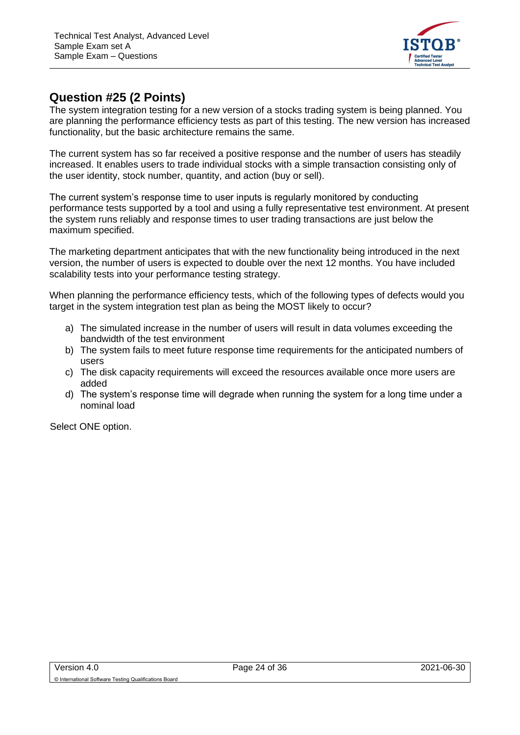## Question #25 (2 Points)

The system integration testing for a new version of a stocks trading system is being planned. You are planning the performance efficiency tests as part of this testing. The new version has increased functionality, but the basic architecture remains the same.

The current system has so far received a positive response and the number of users has steadily increased. It enables users to trade individual stocks with a simple transaction consisting only of the user identity, stock number, quantity, and action (buy or sell).

The current system's response time to user inputs is regularly monitored by conducting performance tests supported by a tool and using a fully representative test environment. At present the system runs reliably and response times to user trading transactions are just below the maximum specified.

The marketing department anticipates that with the new functionality being introduced in the next version, the number of users is expected to double over the next 12 months. You have included scalability tests into your performance testing strategy.

When planning the performance efficiency tests, which of the following types of defects would you target in the system integration test plan as being the MOST likely to occur?

a) The simulated increase in the number of users will result in data volumes exceeding the bandwidth of the test environment
b) The system fails to meet future response time requirements for the anticipated numbers of users
c) The disk capacity requirements will exceed the resources available once more users are added
d) The system's response time will degrade when running the system for a long time under a nominal load

Select ONE option.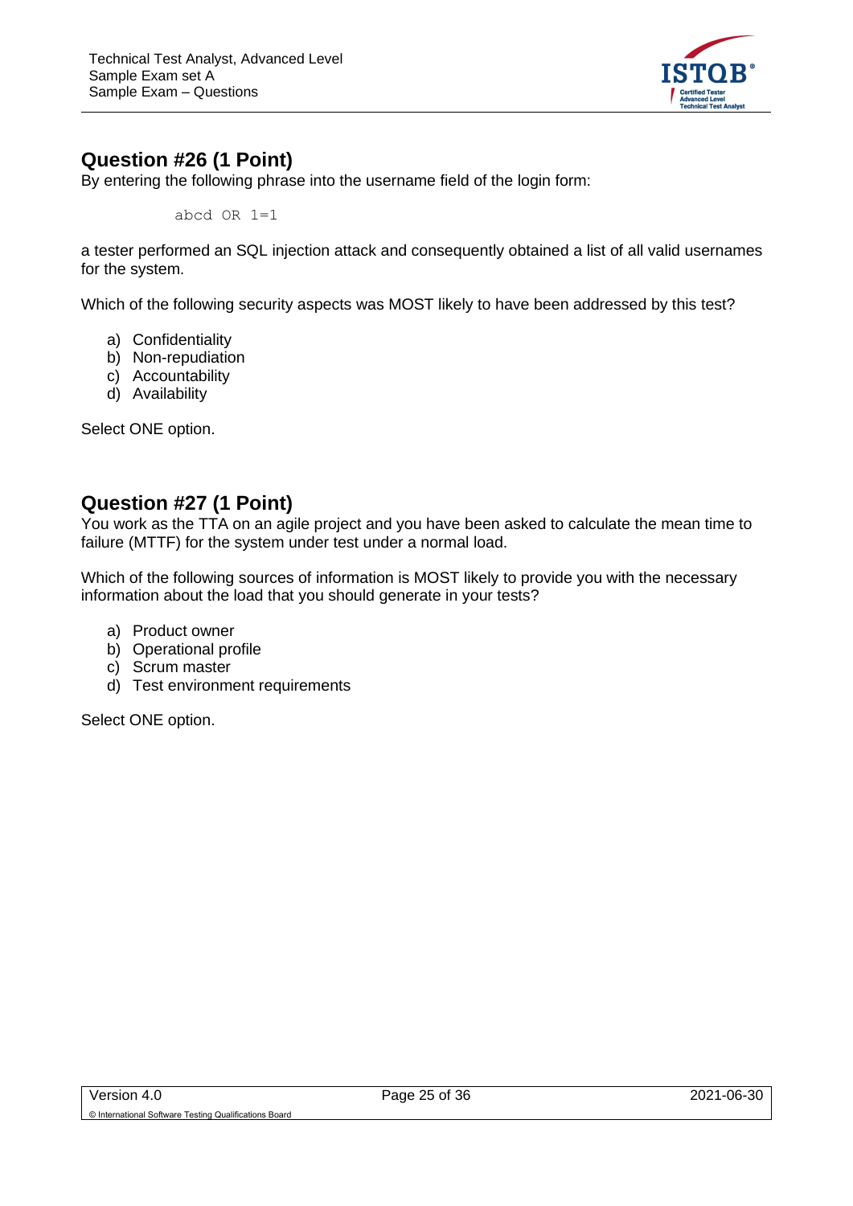## Question #26 (1 Point)

By entering the following phrase into the username field of the login form:

```
abcd OR 1=1
```

a tester performed an SQL injection attack and consequently obtained a list of all valid usernames for the system.

Which of the following security aspects was MOST likely to have been addressed by this test?

a) Confidentiality
b) Non-repudiation
c) Accountability
d) Availability

Select ONE option.

## Question #27 (1 Point)

You work as the TTA on an agile project and you have been asked to calculate the mean time to failure (MTTF) for the system under test under a normal load.

Which of the following sources of information is MOST likely to provide you with the necessary information about the load that you should generate in your tests?

a) Product owner
b) Operational profile
c) Scrum master
d) Test environment requirements

Select ONE option.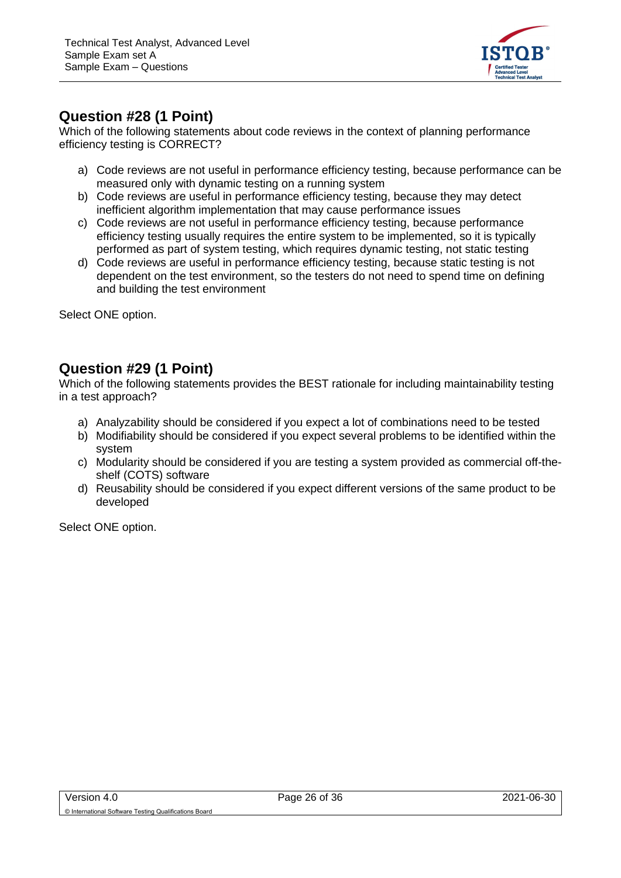## Question #28 (1 Point)

Which of the following statements about code reviews in the context of planning performance efficiency testing is CORRECT?

a) Code reviews are not useful in performance efficiency testing, because performance can be measured only with dynamic testing on a running system
b) Code reviews are useful in performance efficiency testing, because they may detect inefficient algorithm implementation that may cause performance issues
c) Code reviews are not useful in performance efficiency testing, because performance efficiency testing usually requires the entire system to be implemented, so it is typically performed as part of system testing, which requires dynamic testing, not static testing
d) Code reviews are useful in performance efficiency testing, because static testing is not dependent on the test environment, so the testers do not need to spend time on defining and building the test environment

Select ONE option.

## Question #29 (1 Point)

Which of the following statements provides the BEST rationale for including maintainability testing in a test approach?

a) Analyzability should be considered if you expect a lot of combinations need to be tested
b) Modifiability should be considered if you expect several problems to be identified within the system
c) Modularity should be considered if you are testing a system provided as commercial off-the-shelf (COTS) software
d) Reusability should be considered if you expect different versions of the same product to be developed

Select ONE option.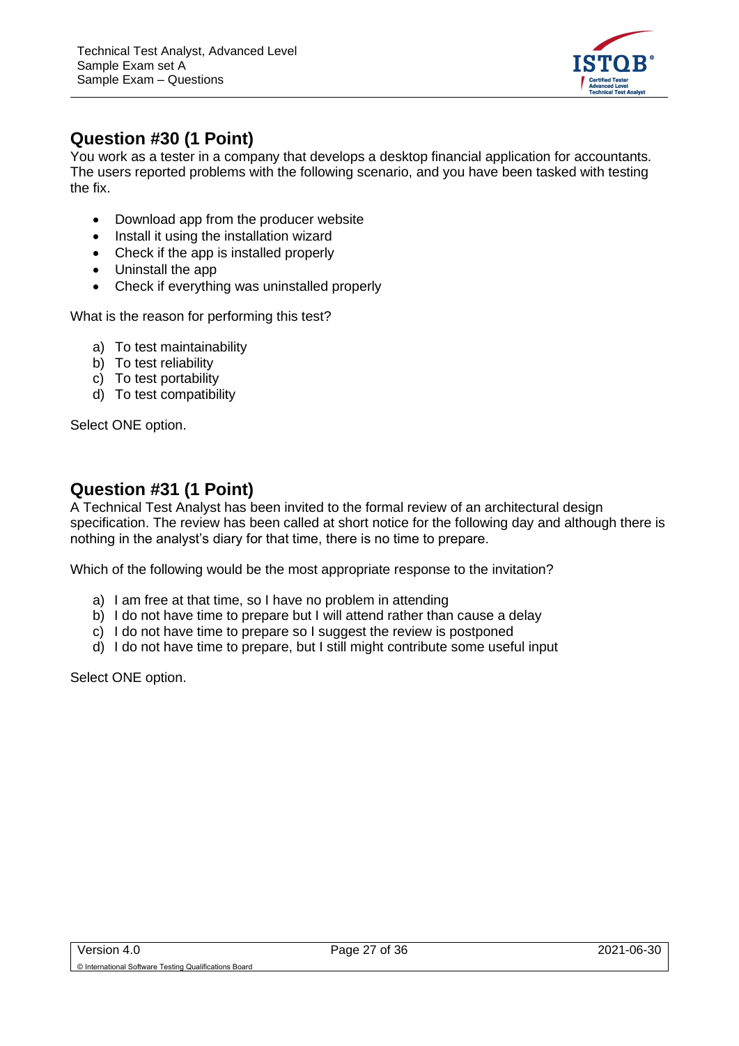## Question #30 (1 Point)

You work as a tester in a company that develops a desktop financial application for accountants. The users reported problems with the following scenario, and you have been tasked with testing the fix.

- Download app from the producer website
- Install it using the installation wizard
- Check if the app is installed properly
- Uninstall the app
- Check if everything was uninstalled properly

What is the reason for performing this test?

a) To test maintainability
b) To test reliability
c) To test portability
d) To test compatibility

Select ONE option.

## Question #31 (1 Point)

A Technical Test Analyst has been invited to the formal review of an architectural design specification. The review has been called at short notice for the following day and although there is nothing in the analyst's diary for that time, there is no time to prepare.

Which of the following would be the most appropriate response to the invitation?

a) I am free at that time, so I have no problem in attending
b) I do not have time to prepare but I will attend rather than cause a delay
c) I do not have time to prepare so I suggest the review is postponed
d) I do not have time to prepare, but I still might contribute some useful input

Select ONE option.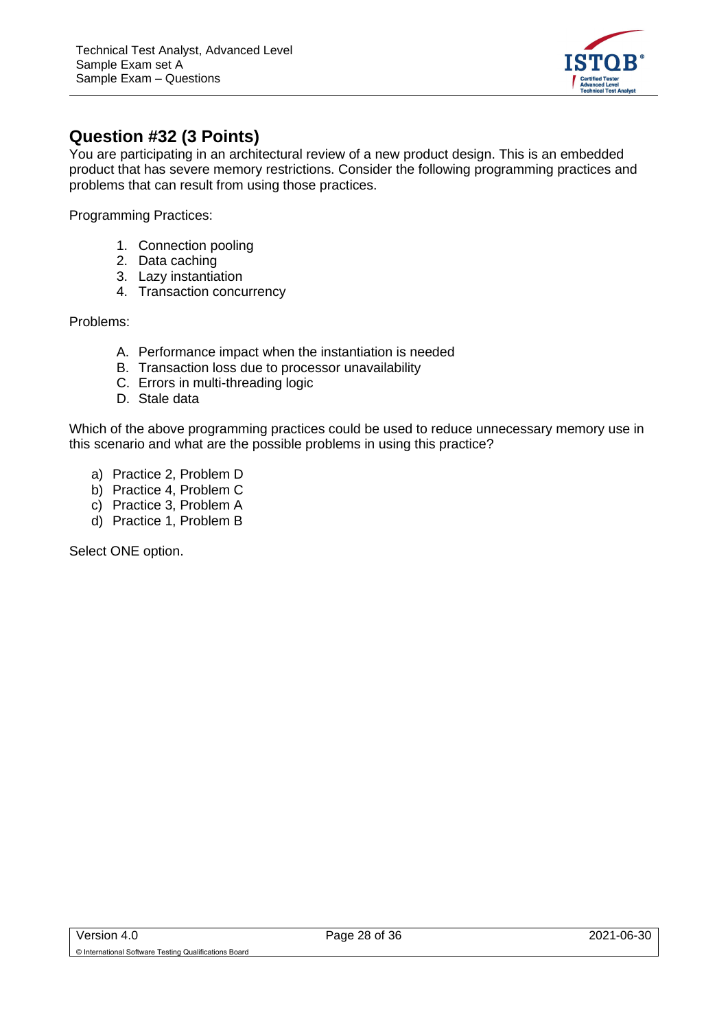## Question #32 (3 Points)

You are participating in an architectural review of a new product design. This is an embedded product that has severe memory restrictions. Consider the following programming practices and problems that can result from using those practices.

Programming Practices:

1. Connection pooling
2. Data caching
3. Lazy instantiation
4. Transaction concurrency

Problems:

A. Performance impact when the instantiation is needed
B. Transaction loss due to processor unavailability
C. Errors in multi-threading logic
D. Stale data

Which of the above programming practices could be used to reduce unnecessary memory use in this scenario and what are the possible problems in using this practice?

a) Practice 2, Problem D
b) Practice 4, Problem C
c) Practice 3, Problem A
d) Practice 1, Problem B

Select ONE option.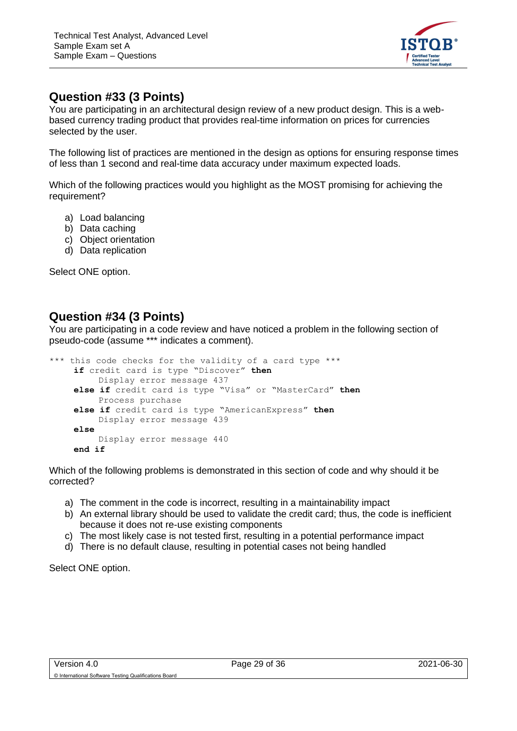## Question #33 (3 Points)

You are participating in an architectural design review of a new product design. This is a web-based currency trading product that provides real-time information on prices for currencies selected by the user.

The following list of practices are mentioned in the design as options for ensuring response times of less than 1 second and real-time data accuracy under maximum expected loads.

Which of the following practices would you highlight as the MOST promising for achieving the requirement?

a) Load balancing
b) Data caching
c) Object orientation
d) Data replication

Select ONE option.

## Question #34 (3 Points)

You are participating in a code review and have noticed a problem in the following section of pseudo-code (assume *** indicates a comment).

```
*** this code checks for the validity of a card type ***
    if credit card is type "Discover" then
        Display error message 437
    else if credit card is type "Visa" or "MasterCard" then
        Process purchase
    else if credit card is type "AmericanExpress" then
        Display error message 439
    else
        Display error message 440
    end if
```

Which of the following problems is demonstrated in this section of code and why should it be corrected?

a) The comment in the code is incorrect, resulting in a maintainability impact
b) An external library should be used to validate the credit card; thus, the code is inefficient because it does not re-use existing components
c) The most likely case is not tested first, resulting in a potential performance impact
d) There is no default clause, resulting in potential cases not being handled

Select ONE option.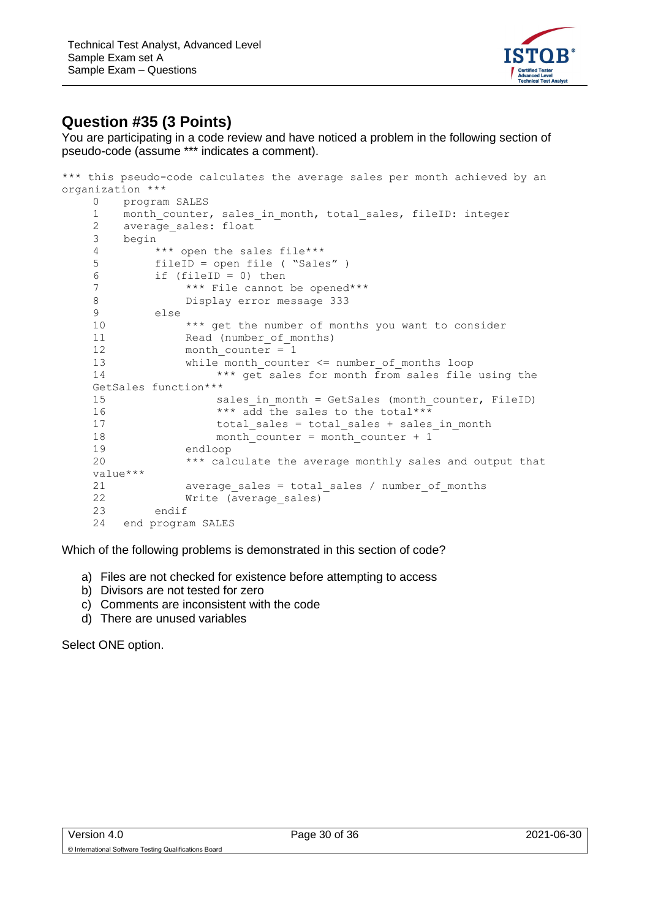## Question #35 (3 Points)

You are participating in a code review and have noticed a problem in the following section of pseudo-code (assume *** indicates a comment).

```
*** this pseudo-code calculates the average sales per month achieved by an
organization ***
    0    program SALES
    1    month_counter, sales_in_month, total_sales, fileID: integer
    2    average_sales: float
    3    begin
    4         *** open the sales file***
    5         fileID = open file ( "Sales" )
    6         if (fileID = 0) then
    7              *** File cannot be opened***
    8              Display error message 333
    9         else
    10             *** get the number of months you want to consider
    11             Read (number_of_months)
    12             month_counter = 1
    13             while month_counter <= number_of_months loop
    14                  *** get sales for month from sales file using the
    GetSales function***
    15                  sales_in_month = GetSales (month_counter, FileID)
    16                  *** add the sales to the total***
    17                  total_sales = total_sales + sales_in_month
    18                  month_counter = month_counter + 1
    19             endloop
    20             *** calculate the average monthly sales and output that
    value***
    21             average_sales = total_sales / number_of_months
    22             Write (average_sales)
    23        endif
    24   end program SALES
```

Which of the following problems is demonstrated in this section of code?

a) Files are not checked for existence before attempting to access
b) Divisors are not tested for zero
c) Comments are inconsistent with the code
d) There are unused variables

Select ONE option.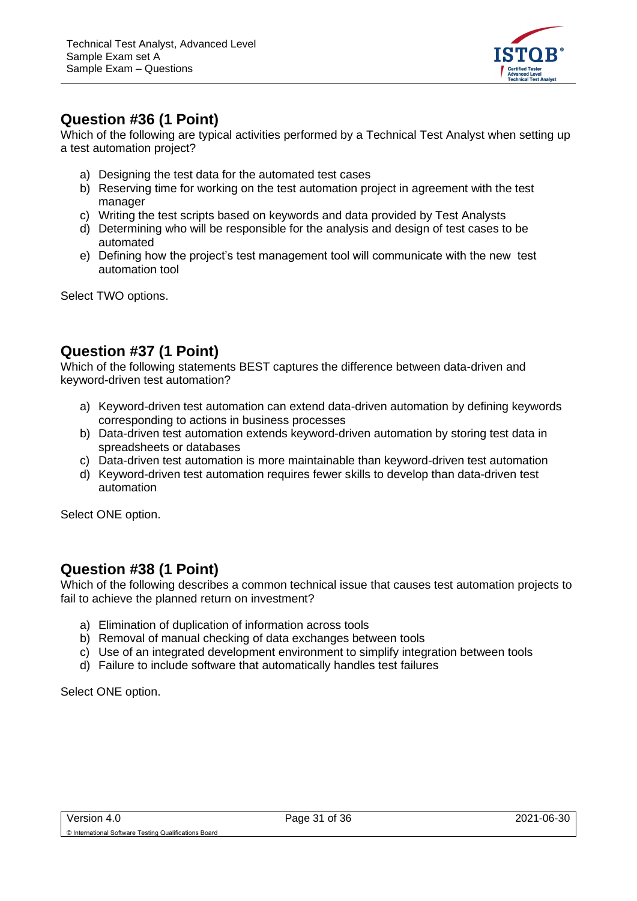## Question #36 (1 Point)

Which of the following are typical activities performed by a Technical Test Analyst when setting up a test automation project?

a) Designing the test data for the automated test cases
b) Reserving time for working on the test automation project in agreement with the test manager
c) Writing the test scripts based on keywords and data provided by Test Analysts
d) Determining who will be responsible for the analysis and design of test cases to be automated
e) Defining how the project's test management tool will communicate with the new test automation tool

Select TWO options.

## Question #37 (1 Point)

Which of the following statements BEST captures the difference between data-driven and keyword-driven test automation?

a) Keyword-driven test automation can extend data-driven automation by defining keywords corresponding to actions in business processes
b) Data-driven test automation extends keyword-driven automation by storing test data in spreadsheets or databases
c) Data-driven test automation is more maintainable than keyword-driven test automation
d) Keyword-driven test automation requires fewer skills to develop than data-driven test automation

Select ONE option.

## Question #38 (1 Point)

Which of the following describes a common technical issue that causes test automation projects to fail to achieve the planned return on investment?

a) Elimination of duplication of information across tools
b) Removal of manual checking of data exchanges between tools
c) Use of an integrated development environment to simplify integration between tools
d) Failure to include software that automatically handles test failures

Select ONE option.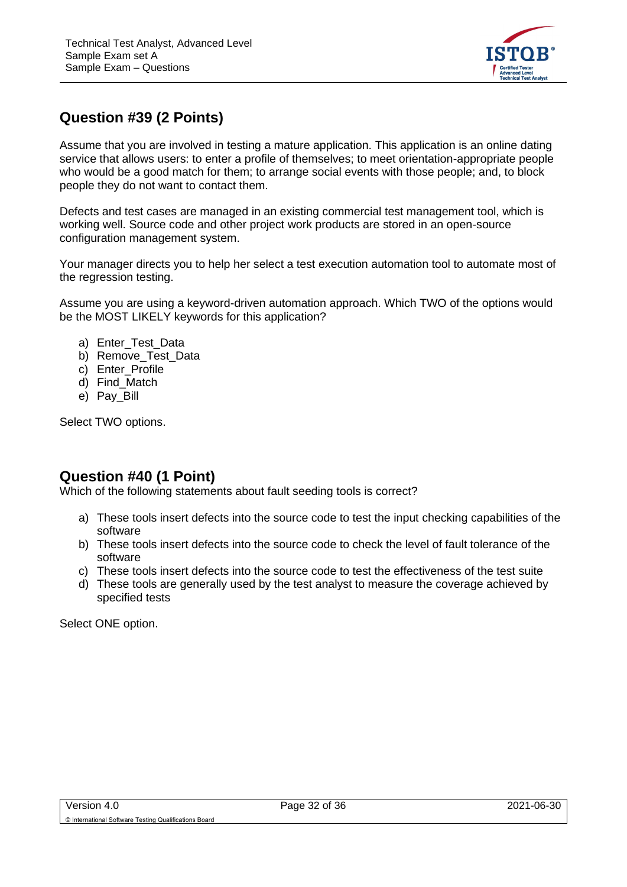## Question #39 (2 Points)

Assume that you are involved in testing a mature application. This application is an online dating service that allows users: to enter a profile of themselves; to meet orientation-appropriate people who would be a good match for them; to arrange social events with those people; and, to block people they do not want to contact them.

Defects and test cases are managed in an existing commercial test management tool, which is working well. Source code and other project work products are stored in an open-source configuration management system.

Your manager directs you to help her select a test execution automation tool to automate most of the regression testing.

Assume you are using a keyword-driven automation approach. Which TWO of the options would be the MOST LIKELY keywords for this application?

a) Enter_Test_Data
b) Remove_Test_Data
c) Enter_Profile
d) Find_Match
e) Pay_Bill

Select TWO options.

## Question #40 (1 Point)

Which of the following statements about fault seeding tools is correct?

a) These tools insert defects into the source code to test the input checking capabilities of the software
b) These tools insert defects into the source code to check the level of fault tolerance of the software
c) These tools insert defects into the source code to test the effectiveness of the test suite
d) These tools are generally used by the test analyst to measure the coverage achieved by specified tests

Select ONE option.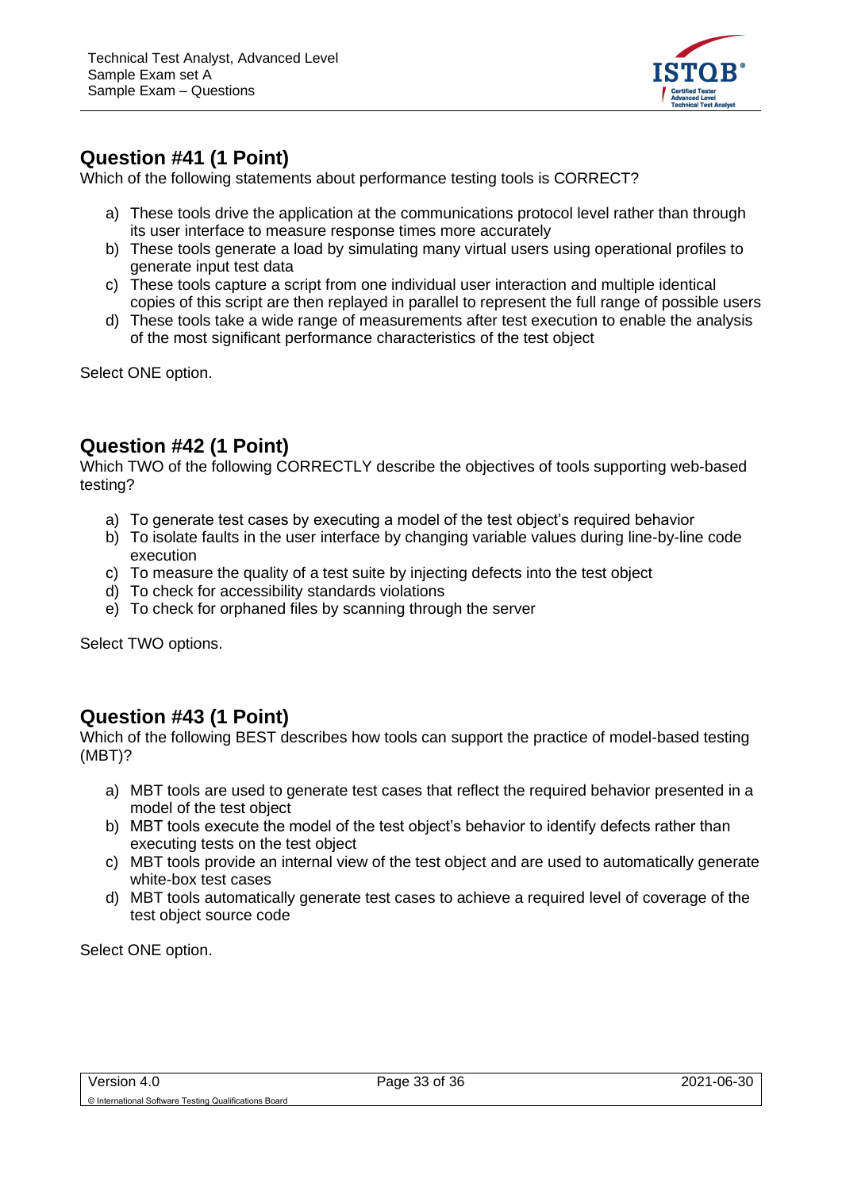## Question #41 (1 Point)

Which of the following statements about performance testing tools is CORRECT?

a) These tools drive the application at the communications protocol level rather than through its user interface to measure response times more accurately
b) These tools generate a load by simulating many virtual users using operational profiles to generate input test data
c) These tools capture a script from one individual user interaction and multiple identical copies of this script are then replayed in parallel to represent the full range of possible users
d) These tools take a wide range of measurements after test execution to enable the analysis of the most significant performance characteristics of the test object

Select ONE option.

## Question #42 (1 Point)

Which TWO of the following CORRECTLY describe the objectives of tools supporting web-based testing?

a) To generate test cases by executing a model of the test object's required behavior
b) To isolate faults in the user interface by changing variable values during line-by-line code execution
c) To measure the quality of a test suite by injecting defects into the test object
d) To check for accessibility standards violations
e) To check for orphaned files by scanning through the server

Select TWO options.

## Question #43 (1 Point)

Which of the following BEST describes how tools can support the practice of model-based testing (MBT)?

a) MBT tools are used to generate test cases that reflect the required behavior presented in a model of the test object
b) MBT tools execute the model of the test object's behavior to identify defects rather than executing tests on the test object
c) MBT tools provide an internal view of the test object and are used to automatically generate white-box test cases
d) MBT tools automatically generate test cases to achieve a required level of coverage of the test object source code

Select ONE option.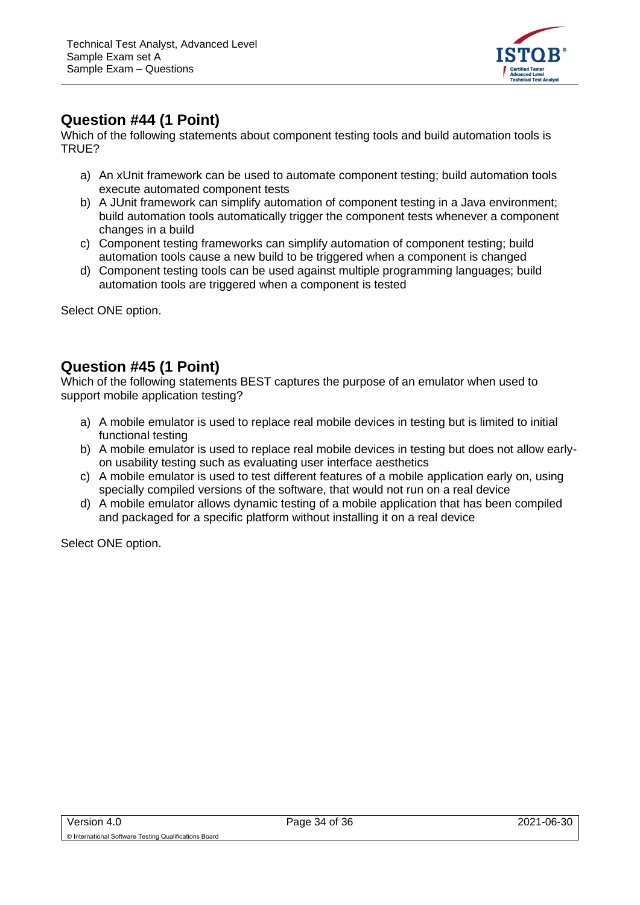## Question #44 (1 Point)

Which of the following statements about component testing tools and build automation tools is TRUE?

a) An xUnit framework can be used to automate component testing; build automation tools execute automated component tests
b) A JUnit framework can simplify automation of component testing in a Java environment; build automation tools automatically trigger the component tests whenever a component changes in a build
c) Component testing frameworks can simplify automation of component testing; build automation tools cause a new build to be triggered when a component is changed
d) Component testing tools can be used against multiple programming languages; build automation tools are triggered when a component is tested

Select ONE option.

## Question #45 (1 Point)

Which of the following statements BEST captures the purpose of an emulator when used to support mobile application testing?

a) A mobile emulator is used to replace real mobile devices in testing but is limited to initial functional testing
b) A mobile emulator is used to replace real mobile devices in testing but does not allow early-on usability testing such as evaluating user interface aesthetics
c) A mobile emulator is used to test different features of a mobile application early on, using specially compiled versions of the software, that would not run on a real device
d) A mobile emulator allows dynamic testing of a mobile application that has been compiled and packaged for a specific platform without installing it on a real device

Select ONE option.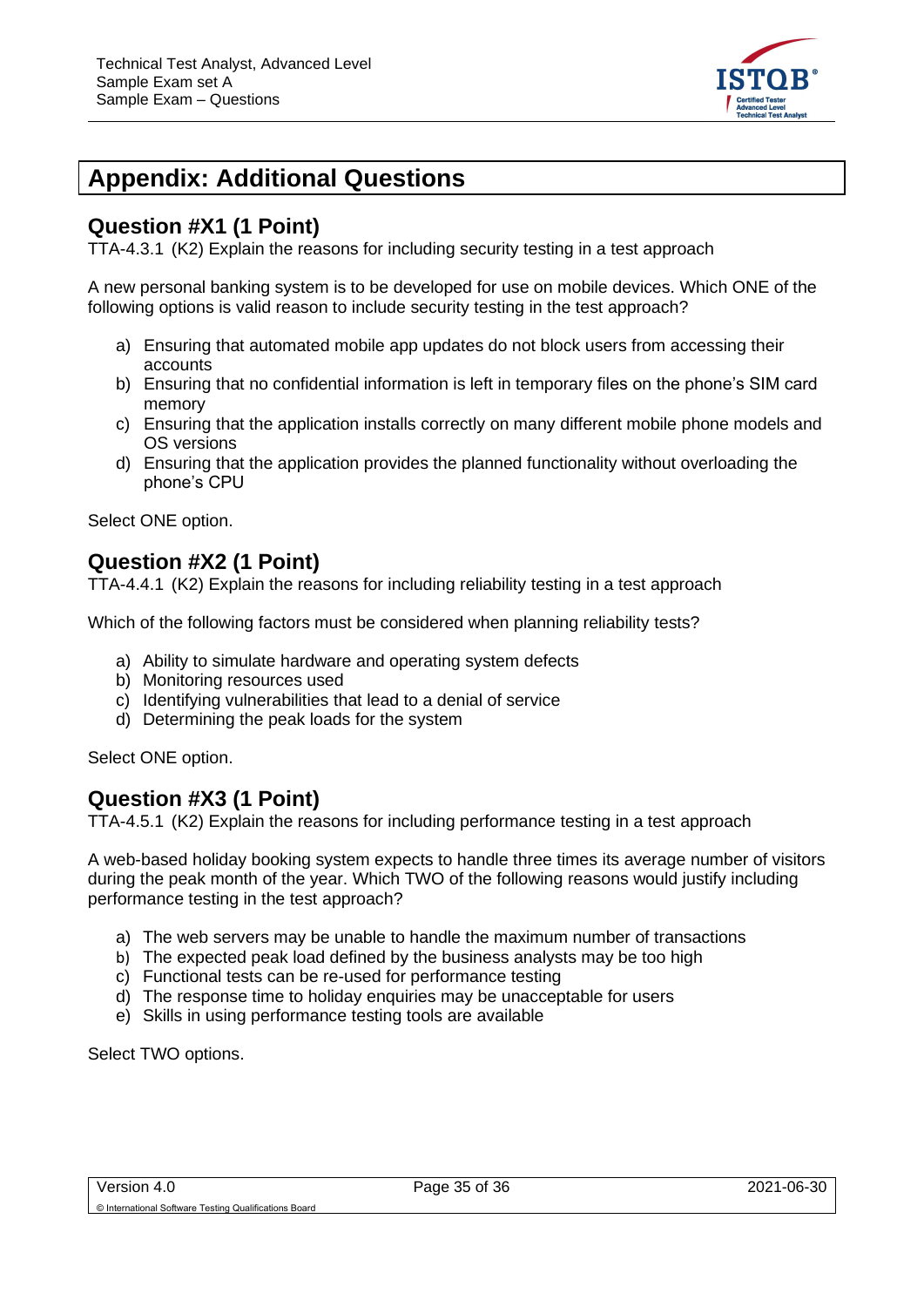# Appendix: Additional Questions

## Question #X1 (1 Point)

TTA-4.3.1 (K2) Explain the reasons for including security testing in a test approach

A new personal banking system is to be developed for use on mobile devices. Which ONE of the following options is valid reason to include security testing in the test approach?

a) Ensuring that automated mobile app updates do not block users from accessing their accounts
b) Ensuring that no confidential information is left in temporary files on the phone's SIM card memory
c) Ensuring that the application installs correctly on many different mobile phone models and OS versions
d) Ensuring that the application provides the planned functionality without overloading the phone's CPU

Select ONE option.

## Question #X2 (1 Point)

TTA-4.4.1 (K2) Explain the reasons for including reliability testing in a test approach

Which of the following factors must be considered when planning reliability tests?

a) Ability to simulate hardware and operating system defects
b) Monitoring resources used
c) Identifying vulnerabilities that lead to a denial of service
d) Determining the peak loads for the system

Select ONE option.

## Question #X3 (1 Point)

TTA-4.5.1 (K2) Explain the reasons for including performance testing in a test approach

A web-based holiday booking system expects to handle three times its average number of visitors during the peak month of the year. Which TWO of the following reasons would justify including performance testing in the test approach?

a) The web servers may be unable to handle the maximum number of transactions
b) The expected peak load defined by the business analysts may be too high
c) Functional tests can be re-used for performance testing
d) The response time to holiday enquiries may be unacceptable for users
e) Skills in using performance testing tools are available

Select TWO options.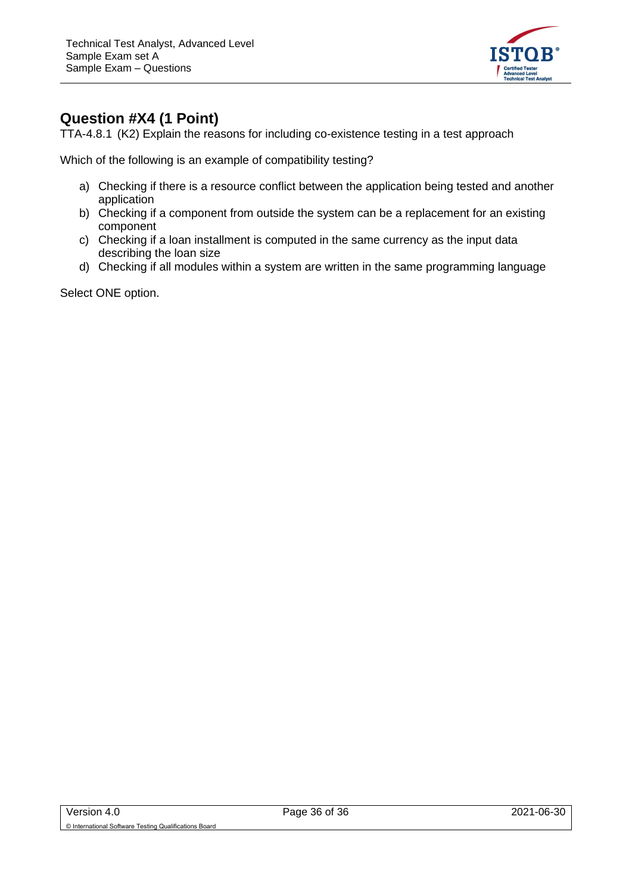## Question #X4 (1 Point)

TTA-4.8.1 (K2) Explain the reasons for including co-existence testing in a test approach

Which of the following is an example of compatibility testing?

a) Checking if there is a resource conflict between the application being tested and another application
b) Checking if a component from outside the system can be a replacement for an existing component
c) Checking if a loan installment is computed in the same currency as the input data describing the loan size
d) Checking if all modules within a system are written in the same programming language

Select ONE option.